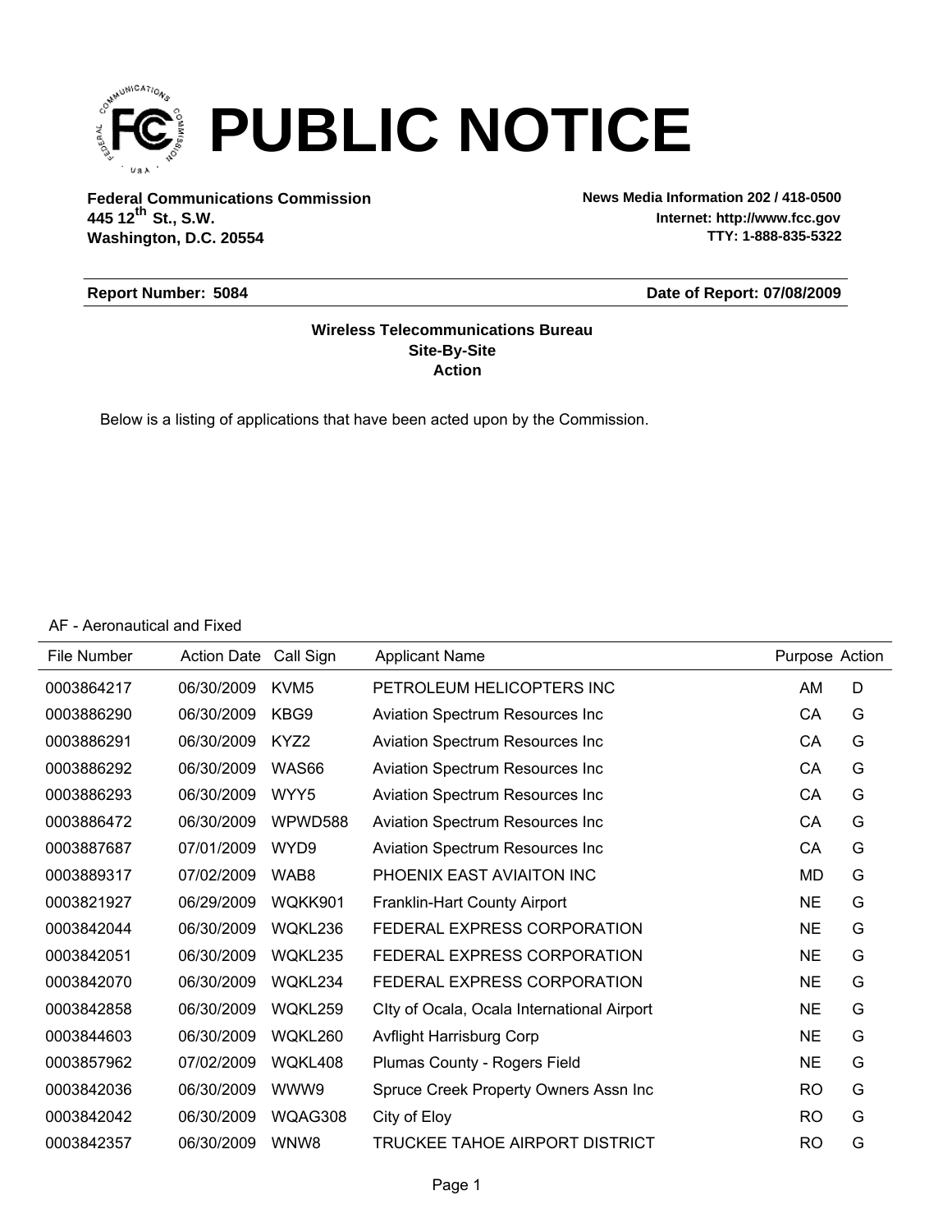# PUBLIC NOTICE

**Federal Communications Commission**
**445 12th St., S.W.**
**Washington, D.C. 20554**

**News Media Information 202 / 418-0500**
**Internet: http://www.fcc.gov**
**TTY: 1-888-835-5322**

**Report Number: 5084** **Date of Report: 07/08/2009**

**Wireless Telecommunications Bureau**
**Site-By-Site**
**Action**

Below is a listing of applications that have been acted upon by the Commission.

AF - Aeronautical and Fixed

| File Number | Action Date | Call Sign | Applicant Name | Purpose | Action |
|---|---|---|---|---|---|
| 0003864217 | 06/30/2009 | KVM5 | PETROLEUM HELICOPTERS INC | AM | D |
| 0003886290 | 06/30/2009 | KBG9 | Aviation Spectrum Resources Inc | CA | G |
| 0003886291 | 06/30/2009 | KYZ2 | Aviation Spectrum Resources Inc | CA | G |
| 0003886292 | 06/30/2009 | WAS66 | Aviation Spectrum Resources Inc | CA | G |
| 0003886293 | 06/30/2009 | WYY5 | Aviation Spectrum Resources Inc | CA | G |
| 0003886472 | 06/30/2009 | WPWD588 | Aviation Spectrum Resources Inc | CA | G |
| 0003887687 | 07/01/2009 | WYD9 | Aviation Spectrum Resources Inc | CA | G |
| 0003889317 | 07/02/2009 | WAB8 | PHOENIX EAST AVIAITON INC | MD | G |
| 0003821927 | 06/29/2009 | WQKK901 | Franklin-Hart County Airport | NE | G |
| 0003842044 | 06/30/2009 | WQKL236 | FEDERAL EXPRESS CORPORATION | NE | G |
| 0003842051 | 06/30/2009 | WQKL235 | FEDERAL EXPRESS CORPORATION | NE | G |
| 0003842070 | 06/30/2009 | WQKL234 | FEDERAL EXPRESS CORPORATION | NE | G |
| 0003842858 | 06/30/2009 | WQKL259 | CIty of Ocala, Ocala International Airport | NE | G |
| 0003844603 | 06/30/2009 | WQKL260 | Avflight Harrisburg Corp | NE | G |
| 0003857962 | 07/02/2009 | WQKL408 | Plumas County - Rogers Field | NE | G |
| 0003842036 | 06/30/2009 | WWW9 | Spruce Creek Property Owners Assn Inc | RO | G |
| 0003842042 | 06/30/2009 | WQAG308 | City of Eloy | RO | G |
| 0003842357 | 06/30/2009 | WNW8 | TRUCKEE TAHOE AIRPORT DISTRICT | RO | G |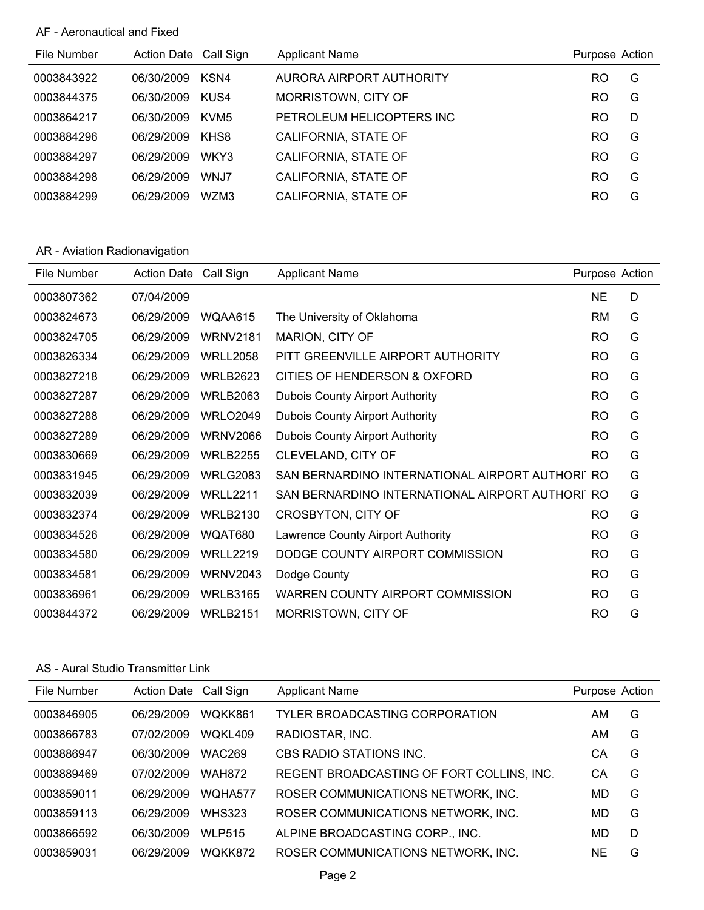AF - Aeronautical and Fixed

| File Number | Action Date | Call Sign | Applicant Name | Purpose | Action |
|---|---|---|---|---|---|
| 0003843922 | 06/30/2009 | KSN4 | AURORA AIRPORT AUTHORITY | RO | G |
| 0003844375 | 06/30/2009 | KUS4 | MORRISTOWN, CITY OF | RO | G |
| 0003864217 | 06/30/2009 | KVM5 | PETROLEUM HELICOPTERS INC | RO | D |
| 0003884296 | 06/29/2009 | KHS8 | CALIFORNIA, STATE OF | RO | G |
| 0003884297 | 06/29/2009 | WKY3 | CALIFORNIA, STATE OF | RO | G |
| 0003884298 | 06/29/2009 | WNJ7 | CALIFORNIA, STATE OF | RO | G |
| 0003884299 | 06/29/2009 | WZM3 | CALIFORNIA, STATE OF | RO | G |

AR - Aviation Radionavigation

| File Number | Action Date | Call Sign | Applicant Name | Purpose | Action |
|---|---|---|---|---|---|
| 0003807362 | 07/04/2009 | | | NE | D |
| 0003824673 | 06/29/2009 | WQAA615 | The University of Oklahoma | RM | G |
| 0003824705 | 06/29/2009 | WRNV2181 | MARION, CITY OF | RO | G |
| 0003826334 | 06/29/2009 | WRLL2058 | PITT GREENVILLE AIRPORT AUTHORITY | RO | G |
| 0003827218 | 06/29/2009 | WRLB2623 | CITIES OF HENDERSON & OXFORD | RO | G |
| 0003827287 | 06/29/2009 | WRLB2063 | Dubois County Airport Authority | RO | G |
| 0003827288 | 06/29/2009 | WRLO2049 | Dubois County Airport Authority | RO | G |
| 0003827289 | 06/29/2009 | WRNV2066 | Dubois County Airport Authority | RO | G |
| 0003830669 | 06/29/2009 | WRLB2255 | CLEVELAND, CITY OF | RO | G |
| 0003831945 | 06/29/2009 | WRLG2083 | SAN BERNARDINO INTERNATIONAL AIRPORT AUTHORI | RO | G |
| 0003832039 | 06/29/2009 | WRLL2211 | SAN BERNARDINO INTERNATIONAL AIRPORT AUTHORI | RO | G |
| 0003832374 | 06/29/2009 | WRLB2130 | CROSBYTON, CITY OF | RO | G |
| 0003834526 | 06/29/2009 | WQAT680 | Lawrence County Airport Authority | RO | G |
| 0003834580 | 06/29/2009 | WRLL2219 | DODGE COUNTY AIRPORT COMMISSION | RO | G |
| 0003834581 | 06/29/2009 | WRNV2043 | Dodge County | RO | G |
| 0003836961 | 06/29/2009 | WRLB3165 | WARREN COUNTY AIRPORT COMMISSION | RO | G |
| 0003844372 | 06/29/2009 | WRLB2151 | MORRISTOWN, CITY OF | RO | G |

AS - Aural Studio Transmitter Link

| File Number | Action Date | Call Sign | Applicant Name | Purpose | Action |
|---|---|---|---|---|---|
| 0003846905 | 06/29/2009 | WQKK861 | TYLER BROADCASTING CORPORATION | AM | G |
| 0003866783 | 07/02/2009 | WQKL409 | RADIOSTAR, INC. | AM | G |
| 0003886947 | 06/30/2009 | WAC269 | CBS RADIO STATIONS INC. | CA | G |
| 0003889469 | 07/02/2009 | WAH872 | REGENT BROADCASTING OF FORT COLLINS, INC. | CA | G |
| 0003859011 | 06/29/2009 | WQHA577 | ROSER COMMUNICATIONS NETWORK, INC. | MD | G |
| 0003859113 | 06/29/2009 | WHS323 | ROSER COMMUNICATIONS NETWORK, INC. | MD | G |
| 0003866592 | 06/30/2009 | WLP515 | ALPINE BROADCASTING CORP., INC. | MD | D |
| 0003859031 | 06/29/2009 | WQKK872 | ROSER COMMUNICATIONS NETWORK, INC. | NE | G |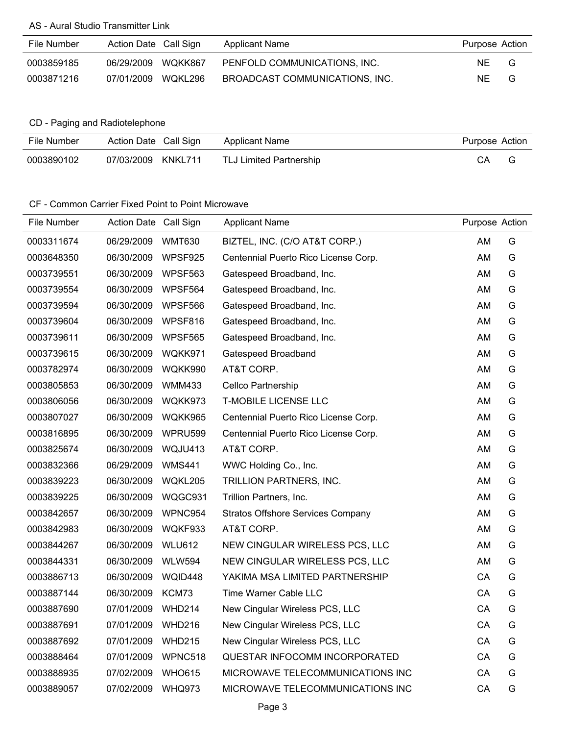## AS - Aural Studio Transmitter Link

| File Number | Action Date | Call Sign | Applicant Name | Purpose | Action |
|---|---|---|---|---|---|
| 0003859185 | 06/29/2009 | WQKK867 | PENFOLD COMMUNICATIONS, INC. | NE | G |
| 0003871216 | 07/01/2009 | WQKL296 | BROADCAST COMMUNICATIONS, INC. | NE | G |

## CD - Paging and Radiotelephone

| File Number | Action Date | Call Sign | Applicant Name | Purpose | Action |
|---|---|---|---|---|---|
| 0003890102 | 07/03/2009 | KNKL711 | TLJ Limited Partnership | CA | G |

## CF - Common Carrier Fixed Point to Point Microwave

| File Number | Action Date | Call Sign | Applicant Name | Purpose | Action |
|---|---|---|---|---|---|
| 0003311674 | 06/29/2009 | WMT630 | BIZTEL, INC. (C/O AT&T CORP.) | AM | G |
| 0003648350 | 06/30/2009 | WPSF925 | Centennial Puerto Rico License Corp. | AM | G |
| 0003739551 | 06/30/2009 | WPSF563 | Gatespeed Broadband, Inc. | AM | G |
| 0003739554 | 06/30/2009 | WPSF564 | Gatespeed Broadband, Inc. | AM | G |
| 0003739594 | 06/30/2009 | WPSF566 | Gatespeed Broadband, Inc. | AM | G |
| 0003739604 | 06/30/2009 | WPSF816 | Gatespeed Broadband, Inc. | AM | G |
| 0003739611 | 06/30/2009 | WPSF565 | Gatespeed Broadband, Inc. | AM | G |
| 0003739615 | 06/30/2009 | WQKK971 | Gatespeed Broadband | AM | G |
| 0003782974 | 06/30/2009 | WQKK990 | AT&T CORP. | AM | G |
| 0003805853 | 06/30/2009 | WMM433 | Cellco Partnership | AM | G |
| 0003806056 | 06/30/2009 | WQKK973 | T-MOBILE LICENSE LLC | AM | G |
| 0003807027 | 06/30/2009 | WQKK965 | Centennial Puerto Rico License Corp. | AM | G |
| 0003816895 | 06/30/2009 | WPRU599 | Centennial Puerto Rico License Corp. | AM | G |
| 0003825674 | 06/30/2009 | WQJU413 | AT&T CORP. | AM | G |
| 0003832366 | 06/29/2009 | WMS441 | WWC Holding Co., Inc. | AM | G |
| 0003839223 | 06/30/2009 | WQKL205 | TRILLION PARTNERS, INC. | AM | G |
| 0003839225 | 06/30/2009 | WQGC931 | Trillion Partners, Inc. | AM | G |
| 0003842657 | 06/30/2009 | WPNC954 | Stratos Offshore Services Company | AM | G |
| 0003842983 | 06/30/2009 | WQKF933 | AT&T CORP. | AM | G |
| 0003844267 | 06/30/2009 | WLU612 | NEW CINGULAR WIRELESS PCS, LLC | AM | G |
| 0003844331 | 06/30/2009 | WLW594 | NEW CINGULAR WIRELESS PCS, LLC | AM | G |
| 0003886713 | 06/30/2009 | WQID448 | YAKIMA MSA LIMITED PARTNERSHIP | CA | G |
| 0003887144 | 06/30/2009 | KCM73 | Time Warner Cable LLC | CA | G |
| 0003887690 | 07/01/2009 | WHD214 | New Cingular Wireless PCS, LLC | CA | G |
| 0003887691 | 07/01/2009 | WHD216 | New Cingular Wireless PCS, LLC | CA | G |
| 0003887692 | 07/01/2009 | WHD215 | New Cingular Wireless PCS, LLC | CA | G |
| 0003888464 | 07/01/2009 | WPNC518 | QUESTAR INFOCOMM INCORPORATED | CA | G |
| 0003888935 | 07/02/2009 | WHO615 | MICROWAVE TELECOMMUNICATIONS INC | CA | G |
| 0003889057 | 07/02/2009 | WHQ973 | MICROWAVE TELECOMMUNICATIONS INC | CA | G |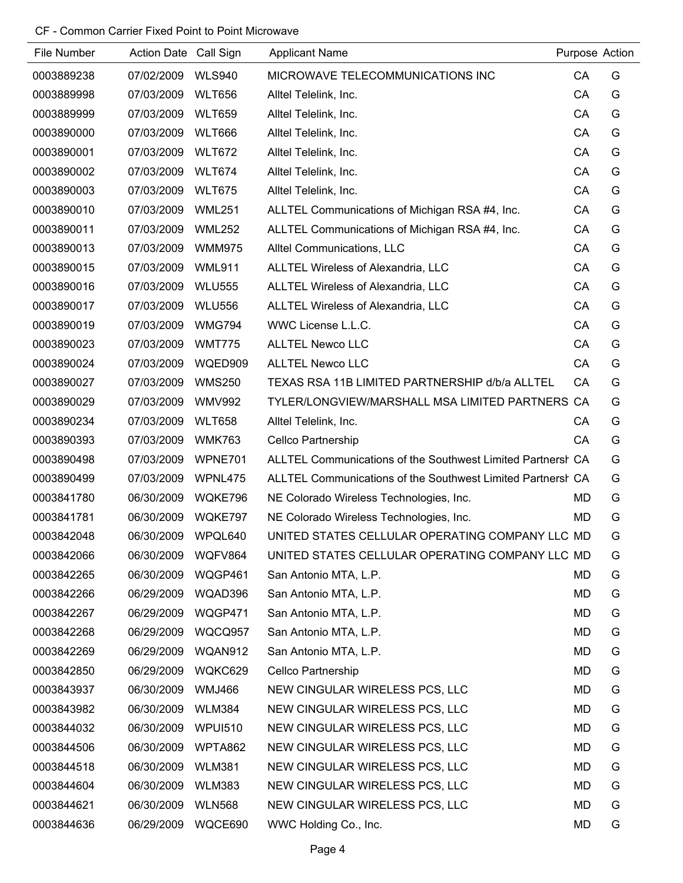CF - Common Carrier Fixed Point to Point Microwave

| File Number | Action Date | Call Sign | Applicant Name | Purpose | Action |
|---|---|---|---|---|---|
| 0003889238 | 07/02/2009 | WLS940 | MICROWAVE TELECOMMUNICATIONS INC | CA | G |
| 0003889998 | 07/03/2009 | WLT656 | Alltel Telelink, Inc. | CA | G |
| 0003889999 | 07/03/2009 | WLT659 | Alltel Telelink, Inc. | CA | G |
| 0003890000 | 07/03/2009 | WLT666 | Alltel Telelink, Inc. | CA | G |
| 0003890001 | 07/03/2009 | WLT672 | Alltel Telelink, Inc. | CA | G |
| 0003890002 | 07/03/2009 | WLT674 | Alltel Telelink, Inc. | CA | G |
| 0003890003 | 07/03/2009 | WLT675 | Alltel Telelink, Inc. | CA | G |
| 0003890010 | 07/03/2009 | WML251 | ALLTEL Communications of Michigan RSA #4, Inc. | CA | G |
| 0003890011 | 07/03/2009 | WML252 | ALLTEL Communications of Michigan RSA #4, Inc. | CA | G |
| 0003890013 | 07/03/2009 | WMM975 | Alltel Communications, LLC | CA | G |
| 0003890015 | 07/03/2009 | WML911 | ALLTEL Wireless of Alexandria, LLC | CA | G |
| 0003890016 | 07/03/2009 | WLU555 | ALLTEL Wireless of Alexandria, LLC | CA | G |
| 0003890017 | 07/03/2009 | WLU556 | ALLTEL Wireless of Alexandria, LLC | CA | G |
| 0003890019 | 07/03/2009 | WMG794 | WWC License L.L.C. | CA | G |
| 0003890023 | 07/03/2009 | WMT775 | ALLTEL Newco LLC | CA | G |
| 0003890024 | 07/03/2009 | WQED909 | ALLTEL Newco LLC | CA | G |
| 0003890027 | 07/03/2009 | WMS250 | TEXAS RSA 11B LIMITED PARTNERSHIP d/b/a ALLTEL | CA | G |
| 0003890029 | 07/03/2009 | WMV992 | TYLER/LONGVIEW/MARSHALL MSA LIMITED PARTNERS | CA | G |
| 0003890234 | 07/03/2009 | WLT658 | Alltel Telelink, Inc. | CA | G |
| 0003890393 | 07/03/2009 | WMK763 | Cellco Partnership | CA | G |
| 0003890498 | 07/03/2009 | WPNE701 | ALLTEL Communications of the Southwest Limited Partnersh | CA | G |
| 0003890499 | 07/03/2009 | WPNL475 | ALLTEL Communications of the Southwest Limited Partnersh | CA | G |
| 0003841780 | 06/30/2009 | WQKE796 | NE Colorado Wireless Technologies, Inc. | MD | G |
| 0003841781 | 06/30/2009 | WQKE797 | NE Colorado Wireless Technologies, Inc. | MD | G |
| 0003842048 | 06/30/2009 | WPQL640 | UNITED STATES CELLULAR OPERATING COMPANY LLC | MD | G |
| 0003842066 | 06/30/2009 | WQFV864 | UNITED STATES CELLULAR OPERATING COMPANY LLC | MD | G |
| 0003842265 | 06/30/2009 | WQGP461 | San Antonio MTA, L.P. | MD | G |
| 0003842266 | 06/29/2009 | WQAD396 | San Antonio MTA, L.P. | MD | G |
| 0003842267 | 06/29/2009 | WQGP471 | San Antonio MTA, L.P. | MD | G |
| 0003842268 | 06/29/2009 | WQCQ957 | San Antonio MTA, L.P. | MD | G |
| 0003842269 | 06/29/2009 | WQAN912 | San Antonio MTA, L.P. | MD | G |
| 0003842850 | 06/29/2009 | WQKC629 | Cellco Partnership | MD | G |
| 0003843937 | 06/30/2009 | WMJ466 | NEW CINGULAR WIRELESS PCS, LLC | MD | G |
| 0003843982 | 06/30/2009 | WLM384 | NEW CINGULAR WIRELESS PCS, LLC | MD | G |
| 0003844032 | 06/30/2009 | WPUI510 | NEW CINGULAR WIRELESS PCS, LLC | MD | G |
| 0003844506 | 06/30/2009 | WPTA862 | NEW CINGULAR WIRELESS PCS, LLC | MD | G |
| 0003844518 | 06/30/2009 | WLM381 | NEW CINGULAR WIRELESS PCS, LLC | MD | G |
| 0003844604 | 06/30/2009 | WLM383 | NEW CINGULAR WIRELESS PCS, LLC | MD | G |
| 0003844621 | 06/30/2009 | WLN568 | NEW CINGULAR WIRELESS PCS, LLC | MD | G |
| 0003844636 | 06/29/2009 | WQCE690 | WWC Holding Co., Inc. | MD | G |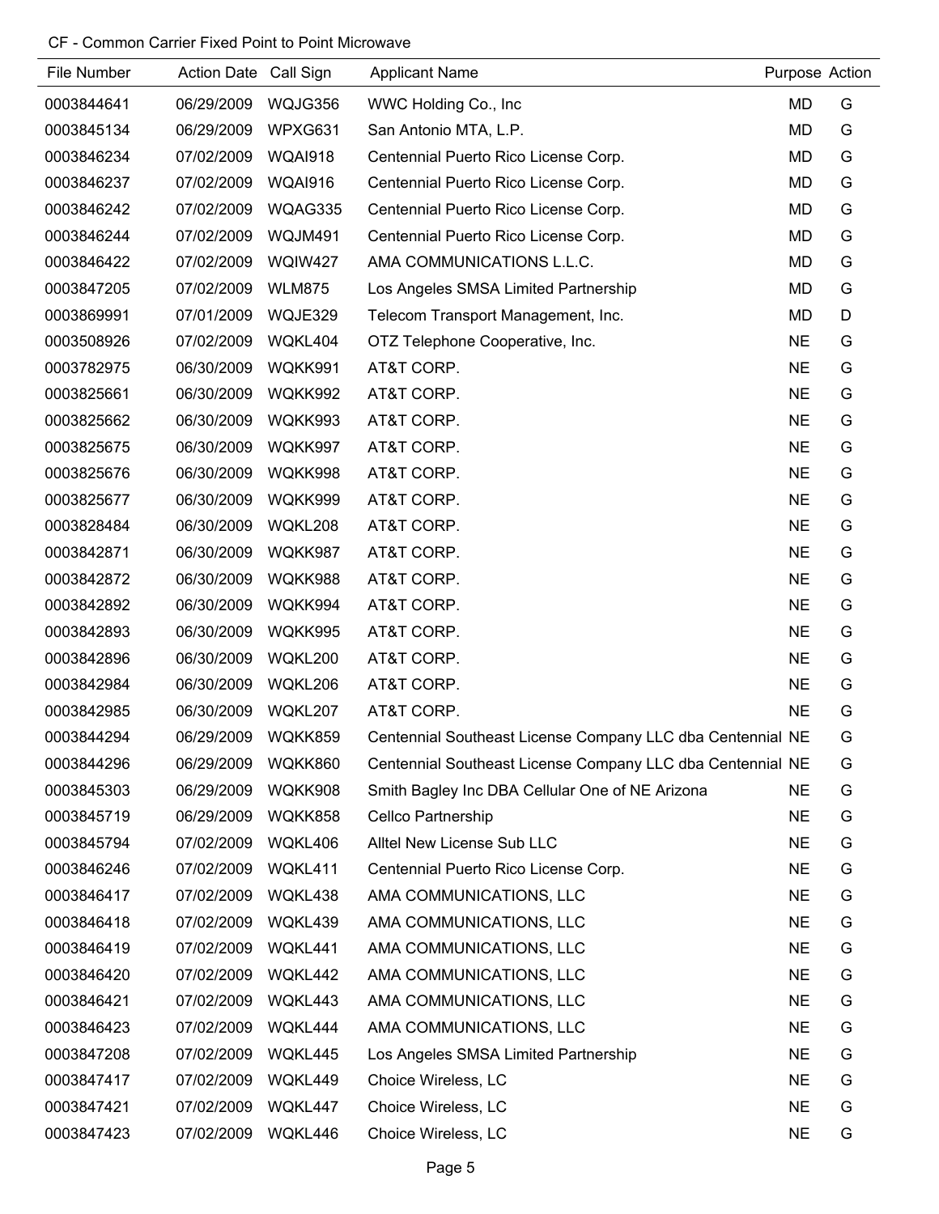CF - Common Carrier Fixed Point to Point Microwave

| File Number | Action Date | Call Sign | Applicant Name | Purpose | Action |
|---|---|---|---|---|---|
| 0003844641 | 06/29/2009 | WQJG356 | WWC Holding Co., Inc | MD | G |
| 0003845134 | 06/29/2009 | WPXG631 | San Antonio MTA, L.P. | MD | G |
| 0003846234 | 07/02/2009 | WQAI918 | Centennial Puerto Rico License Corp. | MD | G |
| 0003846237 | 07/02/2009 | WQAI916 | Centennial Puerto Rico License Corp. | MD | G |
| 0003846242 | 07/02/2009 | WQAG335 | Centennial Puerto Rico License Corp. | MD | G |
| 0003846244 | 07/02/2009 | WQJM491 | Centennial Puerto Rico License Corp. | MD | G |
| 0003846422 | 07/02/2009 | WQIW427 | AMA COMMUNICATIONS L.L.C. | MD | G |
| 0003847205 | 07/02/2009 | WLM875 | Los Angeles SMSA Limited Partnership | MD | G |
| 0003869991 | 07/01/2009 | WQJE329 | Telecom Transport Management, Inc. | MD | D |
| 0003508926 | 07/02/2009 | WQKL404 | OTZ Telephone Cooperative, Inc. | NE | G |
| 0003782975 | 06/30/2009 | WQKK991 | AT&T CORP. | NE | G |
| 0003825661 | 06/30/2009 | WQKK992 | AT&T CORP. | NE | G |
| 0003825662 | 06/30/2009 | WQKK993 | AT&T CORP. | NE | G |
| 0003825675 | 06/30/2009 | WQKK997 | AT&T CORP. | NE | G |
| 0003825676 | 06/30/2009 | WQKK998 | AT&T CORP. | NE | G |
| 0003825677 | 06/30/2009 | WQKK999 | AT&T CORP. | NE | G |
| 0003828484 | 06/30/2009 | WQKL208 | AT&T CORP. | NE | G |
| 0003842871 | 06/30/2009 | WQKK987 | AT&T CORP. | NE | G |
| 0003842872 | 06/30/2009 | WQKK988 | AT&T CORP. | NE | G |
| 0003842892 | 06/30/2009 | WQKK994 | AT&T CORP. | NE | G |
| 0003842893 | 06/30/2009 | WQKK995 | AT&T CORP. | NE | G |
| 0003842896 | 06/30/2009 | WQKL200 | AT&T CORP. | NE | G |
| 0003842984 | 06/30/2009 | WQKL206 | AT&T CORP. | NE | G |
| 0003842985 | 06/30/2009 | WQKL207 | AT&T CORP. | NE | G |
| 0003844294 | 06/29/2009 | WQKK859 | Centennial Southeast License Company LLC dba Centennial | NE | G |
| 0003844296 | 06/29/2009 | WQKK860 | Centennial Southeast License Company LLC dba Centennial | NE | G |
| 0003845303 | 06/29/2009 | WQKK908 | Smith Bagley Inc DBA Cellular One of NE Arizona | NE | G |
| 0003845719 | 06/29/2009 | WQKK858 | Cellco Partnership | NE | G |
| 0003845794 | 07/02/2009 | WQKL406 | Alltel New License Sub LLC | NE | G |
| 0003846246 | 07/02/2009 | WQKL411 | Centennial Puerto Rico License Corp. | NE | G |
| 0003846417 | 07/02/2009 | WQKL438 | AMA COMMUNICATIONS, LLC | NE | G |
| 0003846418 | 07/02/2009 | WQKL439 | AMA COMMUNICATIONS, LLC | NE | G |
| 0003846419 | 07/02/2009 | WQKL441 | AMA COMMUNICATIONS, LLC | NE | G |
| 0003846420 | 07/02/2009 | WQKL442 | AMA COMMUNICATIONS, LLC | NE | G |
| 0003846421 | 07/02/2009 | WQKL443 | AMA COMMUNICATIONS, LLC | NE | G |
| 0003846423 | 07/02/2009 | WQKL444 | AMA COMMUNICATIONS, LLC | NE | G |
| 0003847208 | 07/02/2009 | WQKL445 | Los Angeles SMSA Limited Partnership | NE | G |
| 0003847417 | 07/02/2009 | WQKL449 | Choice Wireless, LC | NE | G |
| 0003847421 | 07/02/2009 | WQKL447 | Choice Wireless, LC | NE | G |
| 0003847423 | 07/02/2009 | WQKL446 | Choice Wireless, LC | NE | G |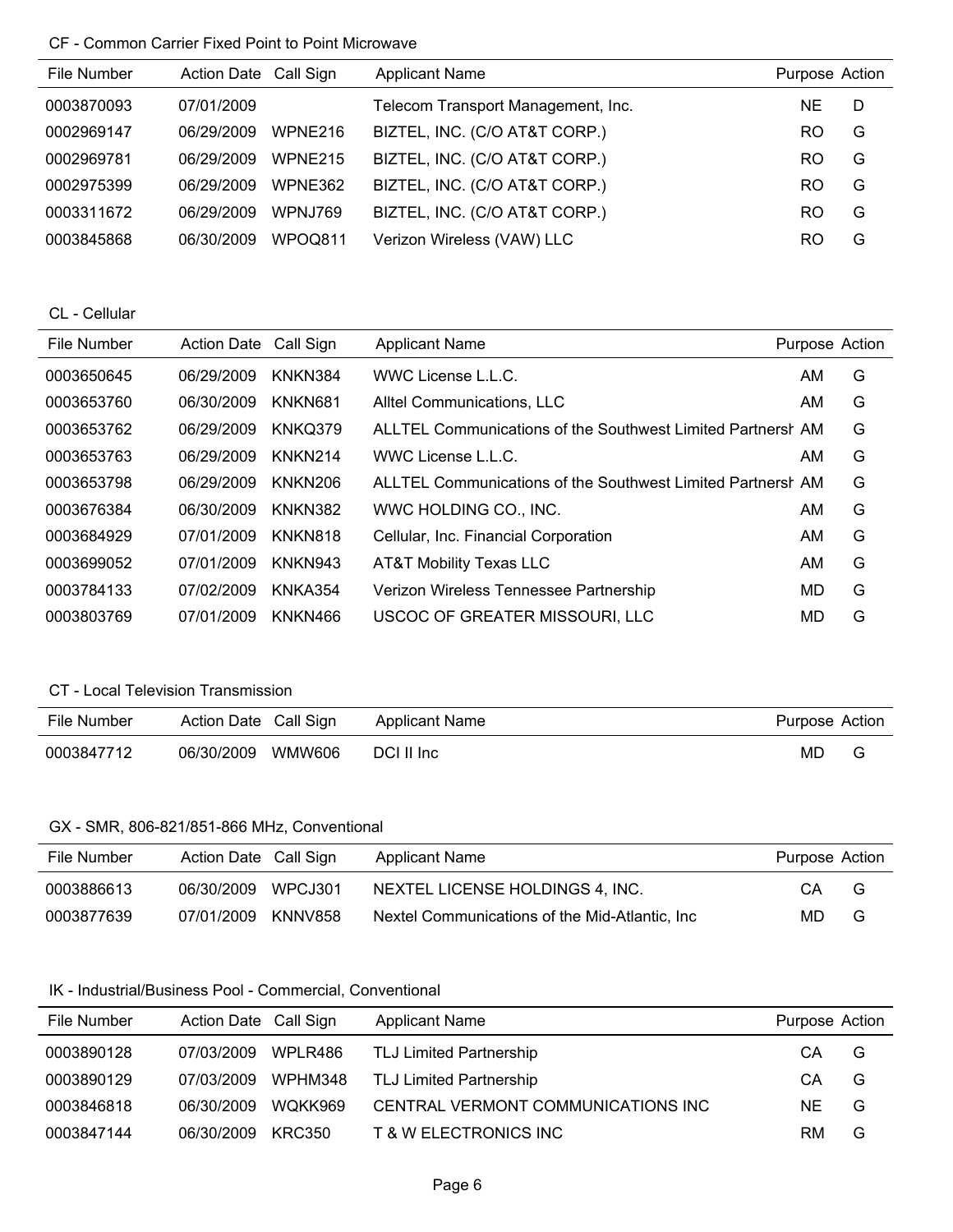CF - Common Carrier Fixed Point to Point Microwave

| File Number | Action Date | Call Sign | Applicant Name | Purpose | Action |
|---|---|---|---|---|---|
| 0003870093 | 07/01/2009 | | Telecom Transport Management, Inc. | NE | D |
| 0002969147 | 06/29/2009 | WPNE216 | BIZTEL, INC. (C/O AT&T CORP.) | RO | G |
| 0002969781 | 06/29/2009 | WPNE215 | BIZTEL, INC. (C/O AT&T CORP.) | RO | G |
| 0002975399 | 06/29/2009 | WPNE362 | BIZTEL, INC. (C/O AT&T CORP.) | RO | G |
| 0003311672 | 06/29/2009 | WPNJ769 | BIZTEL, INC. (C/O AT&T CORP.) | RO | G |
| 0003845868 | 06/30/2009 | WPOQ811 | Verizon Wireless (VAW) LLC | RO | G |

CL - Cellular

| File Number | Action Date | Call Sign | Applicant Name | Purpose | Action |
|---|---|---|---|---|---|
| 0003650645 | 06/29/2009 | KNKN384 | WWC License L.L.C. | AM | G |
| 0003653760 | 06/30/2009 | KNKN681 | Alltel Communications, LLC | AM | G |
| 0003653762 | 06/29/2009 | KNKQ379 | ALLTEL Communications of the Southwest Limited Partnersh | AM | G |
| 0003653763 | 06/29/2009 | KNKN214 | WWC License L.L.C. | AM | G |
| 0003653798 | 06/29/2009 | KNKN206 | ALLTEL Communications of the Southwest Limited Partnersh | AM | G |
| 0003676384 | 06/30/2009 | KNKN382 | WWC HOLDING CO., INC. | AM | G |
| 0003684929 | 07/01/2009 | KNKN818 | Cellular, Inc. Financial Corporation | AM | G |
| 0003699052 | 07/01/2009 | KNKN943 | AT&T Mobility Texas LLC | AM | G |
| 0003784133 | 07/02/2009 | KNKA354 | Verizon Wireless Tennessee Partnership | MD | G |
| 0003803769 | 07/01/2009 | KNKN466 | USCOC OF GREATER MISSOURI, LLC | MD | G |

CT - Local Television Transmission

| File Number | Action Date | Call Sign | Applicant Name | Purpose | Action |
|---|---|---|---|---|---|
| 0003847712 | 06/30/2009 | WMW606 | DCI II Inc | MD | G |

GX - SMR, 806-821/851-866 MHz, Conventional

| File Number | Action Date | Call Sign | Applicant Name | Purpose | Action |
|---|---|---|---|---|---|
| 0003886613 | 06/30/2009 | WPCJ301 | NEXTEL LICENSE HOLDINGS 4, INC. | CA | G |
| 0003877639 | 07/01/2009 | KNNV858 | Nextel Communications of the Mid-Atlantic, Inc | MD | G |

IK - Industrial/Business Pool - Commercial, Conventional

| File Number | Action Date | Call Sign | Applicant Name | Purpose | Action |
|---|---|---|---|---|---|
| 0003890128 | 07/03/2009 | WPLR486 | TLJ Limited Partnership | CA | G |
| 0003890129 | 07/03/2009 | WPHM348 | TLJ Limited Partnership | CA | G |
| 0003846818 | 06/30/2009 | WQKK969 | CENTRAL VERMONT COMMUNICATIONS INC | NE | G |
| 0003847144 | 06/30/2009 | KRC350 | T & W ELECTRONICS INC | RM | G |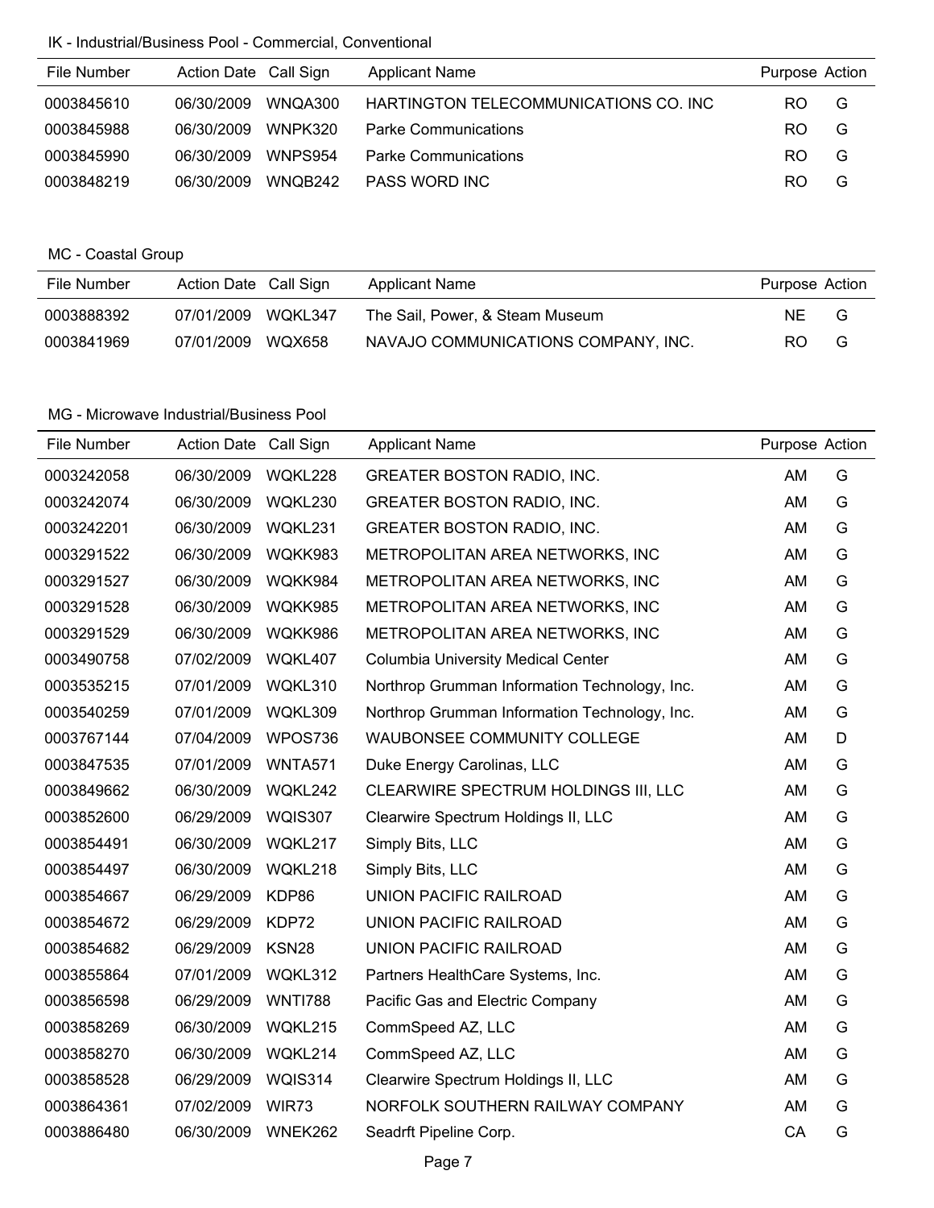IK - Industrial/Business Pool - Commercial, Conventional

| File Number | Action Date | Call Sign | Applicant Name | Purpose | Action |
|---|---|---|---|---|---|
| 0003845610 | 06/30/2009 | WNQA300 | HARTINGTON TELECOMMUNICATIONS CO. INC | RO | G |
| 0003845988 | 06/30/2009 | WNPK320 | Parke Communications | RO | G |
| 0003845990 | 06/30/2009 | WNPS954 | Parke Communications | RO | G |
| 0003848219 | 06/30/2009 | WNQB242 | PASS WORD INC | RO | G |

MC - Coastal Group

| File Number | Action Date | Call Sign | Applicant Name | Purpose | Action |
|---|---|---|---|---|---|
| 0003888392 | 07/01/2009 | WQKL347 | The Sail, Power, & Steam Museum | NE | G |
| 0003841969 | 07/01/2009 | WQX658 | NAVAJO COMMUNICATIONS COMPANY, INC. | RO | G |

MG - Microwave Industrial/Business Pool

| File Number | Action Date | Call Sign | Applicant Name | Purpose | Action |
|---|---|---|---|---|---|
| 0003242058 | 06/30/2009 | WQKL228 | GREATER BOSTON RADIO, INC. | AM | G |
| 0003242074 | 06/30/2009 | WQKL230 | GREATER BOSTON RADIO, INC. | AM | G |
| 0003242201 | 06/30/2009 | WQKL231 | GREATER BOSTON RADIO, INC. | AM | G |
| 0003291522 | 06/30/2009 | WQKK983 | METROPOLITAN AREA NETWORKS, INC | AM | G |
| 0003291527 | 06/30/2009 | WQKK984 | METROPOLITAN AREA NETWORKS, INC | AM | G |
| 0003291528 | 06/30/2009 | WQKK985 | METROPOLITAN AREA NETWORKS, INC | AM | G |
| 0003291529 | 06/30/2009 | WQKK986 | METROPOLITAN AREA NETWORKS, INC | AM | G |
| 0003490758 | 07/02/2009 | WQKL407 | Columbia University Medical Center | AM | G |
| 0003535215 | 07/01/2009 | WQKL310 | Northrop Grumman Information Technology, Inc. | AM | G |
| 0003540259 | 07/01/2009 | WQKL309 | Northrop Grumman Information Technology, Inc. | AM | G |
| 0003767144 | 07/04/2009 | WPOS736 | WAUBONSEE COMMUNITY COLLEGE | AM | D |
| 0003847535 | 07/01/2009 | WNTA571 | Duke Energy Carolinas, LLC | AM | G |
| 0003849662 | 06/30/2009 | WQKL242 | CLEARWIRE SPECTRUM HOLDINGS III, LLC | AM | G |
| 0003852600 | 06/29/2009 | WQIS307 | Clearwire Spectrum Holdings II, LLC | AM | G |
| 0003854491 | 06/30/2009 | WQKL217 | Simply Bits, LLC | AM | G |
| 0003854497 | 06/30/2009 | WQKL218 | Simply Bits, LLC | AM | G |
| 0003854667 | 06/29/2009 | KDP86 | UNION PACIFIC RAILROAD | AM | G |
| 0003854672 | 06/29/2009 | KDP72 | UNION PACIFIC RAILROAD | AM | G |
| 0003854682 | 06/29/2009 | KSN28 | UNION PACIFIC RAILROAD | AM | G |
| 0003855864 | 07/01/2009 | WQKL312 | Partners HealthCare Systems, Inc. | AM | G |
| 0003856598 | 06/29/2009 | WNTI788 | Pacific Gas and Electric Company | AM | G |
| 0003858269 | 06/30/2009 | WQKL215 | CommSpeed AZ, LLC | AM | G |
| 0003858270 | 06/30/2009 | WQKL214 | CommSpeed AZ, LLC | AM | G |
| 0003858528 | 06/29/2009 | WQIS314 | Clearwire Spectrum Holdings II, LLC | AM | G |
| 0003864361 | 07/02/2009 | WIR73 | NORFOLK SOUTHERN RAILWAY COMPANY | AM | G |
| 0003886480 | 06/30/2009 | WNEK262 | Seadrft Pipeline Corp. | CA | G |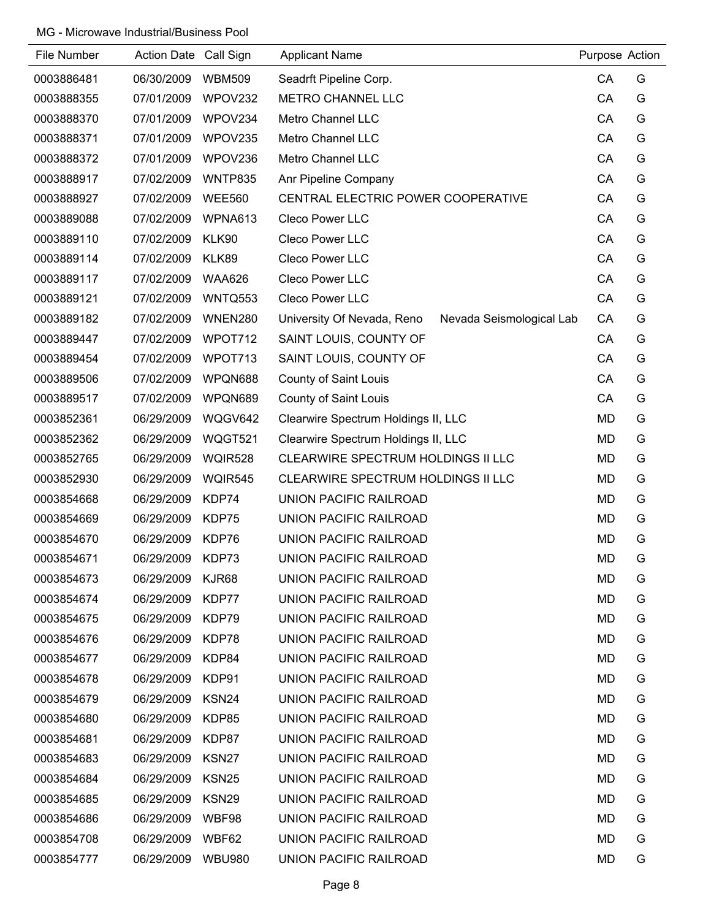MG - Microwave Industrial/Business Pool

| File Number | Action Date | Call Sign | Applicant Name | | Purpose | Action |
|---|---|---|---|---|---|---|
| 0003886481 | 06/30/2009 | WBM509 | Seadrft Pipeline Corp. | | CA | G |
| 0003888355 | 07/01/2009 | WPOV232 | METRO CHANNEL LLC | | CA | G |
| 0003888370 | 07/01/2009 | WPOV234 | Metro Channel LLC | | CA | G |
| 0003888371 | 07/01/2009 | WPOV235 | Metro Channel LLC | | CA | G |
| 0003888372 | 07/01/2009 | WPOV236 | Metro Channel LLC | | CA | G |
| 0003888917 | 07/02/2009 | WNTP835 | Anr Pipeline Company | | CA | G |
| 0003888927 | 07/02/2009 | WEE560 | CENTRAL ELECTRIC POWER COOPERATIVE | | CA | G |
| 0003889088 | 07/02/2009 | WPNA613 | Cleco Power LLC | | CA | G |
| 0003889110 | 07/02/2009 | KLK90 | Cleco Power LLC | | CA | G |
| 0003889114 | 07/02/2009 | KLK89 | Cleco Power LLC | | CA | G |
| 0003889117 | 07/02/2009 | WAA626 | Cleco Power LLC | | CA | G |
| 0003889121 | 07/02/2009 | WNTQ553 | Cleco Power LLC | | CA | G |
| 0003889182 | 07/02/2009 | WNEN280 | University Of Nevada, Reno | Nevada Seismological Lab | CA | G |
| 0003889447 | 07/02/2009 | WPOT712 | SAINT LOUIS, COUNTY OF | | CA | G |
| 0003889454 | 07/02/2009 | WPOT713 | SAINT LOUIS, COUNTY OF | | CA | G |
| 0003889506 | 07/02/2009 | WPQN688 | County of Saint Louis | | CA | G |
| 0003889517 | 07/02/2009 | WPQN689 | County of Saint Louis | | CA | G |
| 0003852361 | 06/29/2009 | WQGV642 | Clearwire Spectrum Holdings II, LLC | | MD | G |
| 0003852362 | 06/29/2009 | WQGT521 | Clearwire Spectrum Holdings II, LLC | | MD | G |
| 0003852765 | 06/29/2009 | WQIR528 | CLEARWIRE SPECTRUM HOLDINGS II LLC | | MD | G |
| 0003852930 | 06/29/2009 | WQIR545 | CLEARWIRE SPECTRUM HOLDINGS II LLC | | MD | G |
| 0003854668 | 06/29/2009 | KDP74 | UNION PACIFIC RAILROAD | | MD | G |
| 0003854669 | 06/29/2009 | KDP75 | UNION PACIFIC RAILROAD | | MD | G |
| 0003854670 | 06/29/2009 | KDP76 | UNION PACIFIC RAILROAD | | MD | G |
| 0003854671 | 06/29/2009 | KDP73 | UNION PACIFIC RAILROAD | | MD | G |
| 0003854673 | 06/29/2009 | KJR68 | UNION PACIFIC RAILROAD | | MD | G |
| 0003854674 | 06/29/2009 | KDP77 | UNION PACIFIC RAILROAD | | MD | G |
| 0003854675 | 06/29/2009 | KDP79 | UNION PACIFIC RAILROAD | | MD | G |
| 0003854676 | 06/29/2009 | KDP78 | UNION PACIFIC RAILROAD | | MD | G |
| 0003854677 | 06/29/2009 | KDP84 | UNION PACIFIC RAILROAD | | MD | G |
| 0003854678 | 06/29/2009 | KDP91 | UNION PACIFIC RAILROAD | | MD | G |
| 0003854679 | 06/29/2009 | KSN24 | UNION PACIFIC RAILROAD | | MD | G |
| 0003854680 | 06/29/2009 | KDP85 | UNION PACIFIC RAILROAD | | MD | G |
| 0003854681 | 06/29/2009 | KDP87 | UNION PACIFIC RAILROAD | | MD | G |
| 0003854683 | 06/29/2009 | KSN27 | UNION PACIFIC RAILROAD | | MD | G |
| 0003854684 | 06/29/2009 | KSN25 | UNION PACIFIC RAILROAD | | MD | G |
| 0003854685 | 06/29/2009 | KSN29 | UNION PACIFIC RAILROAD | | MD | G |
| 0003854686 | 06/29/2009 | WBF98 | UNION PACIFIC RAILROAD | | MD | G |
| 0003854708 | 06/29/2009 | WBF62 | UNION PACIFIC RAILROAD | | MD | G |
| 0003854777 | 06/29/2009 | WBU980 | UNION PACIFIC RAILROAD | | MD | G |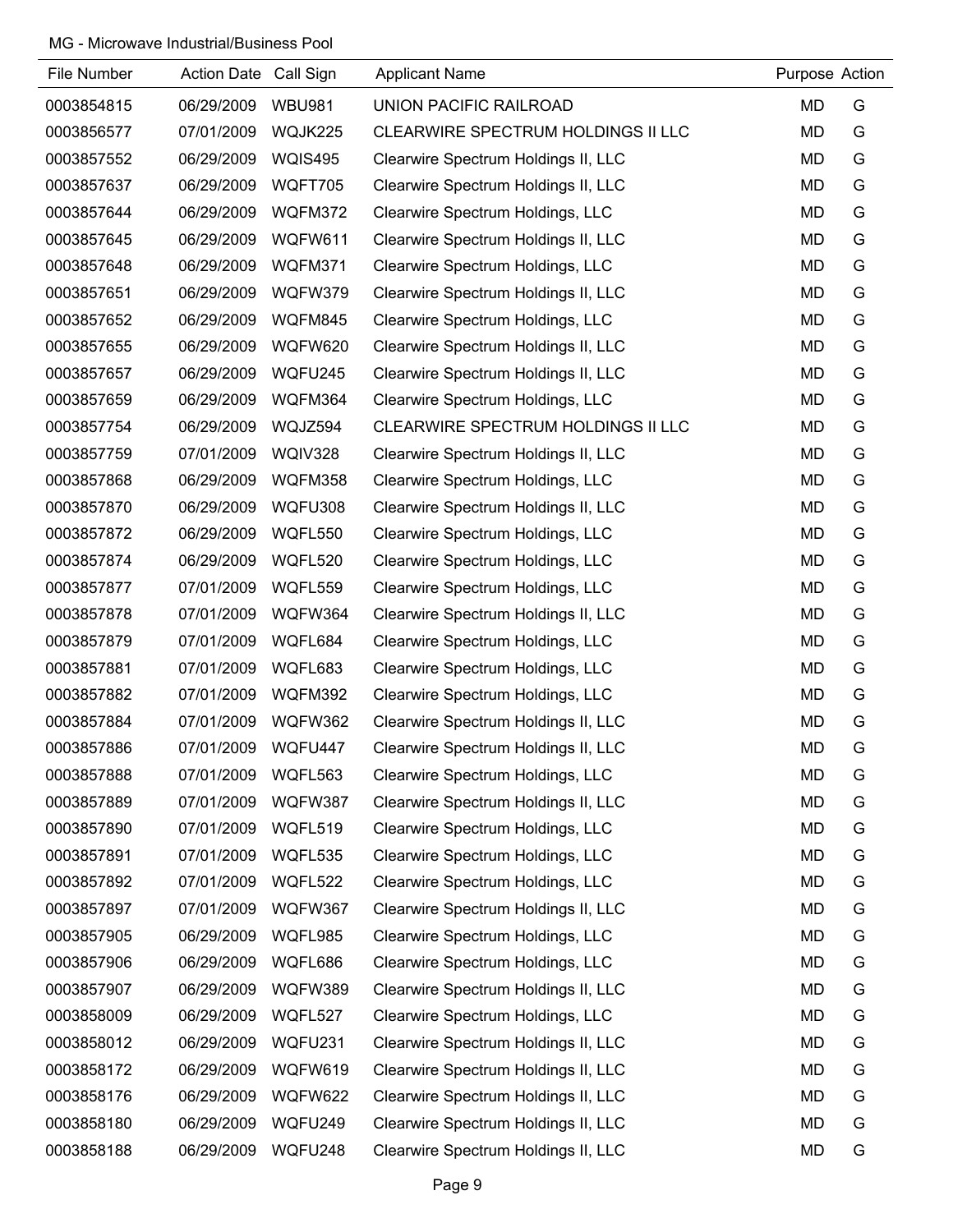MG - Microwave Industrial/Business Pool

| File Number | Action Date | Call Sign | Applicant Name | Purpose | Action |
|---|---|---|---|---|---|
| 0003854815 | 06/29/2009 | WBU981 | UNION PACIFIC RAILROAD | MD | G |
| 0003856577 | 07/01/2009 | WQJK225 | CLEARWIRE SPECTRUM HOLDINGS II LLC | MD | G |
| 0003857552 | 06/29/2009 | WQIS495 | Clearwire Spectrum Holdings II, LLC | MD | G |
| 0003857637 | 06/29/2009 | WQFT705 | Clearwire Spectrum Holdings II, LLC | MD | G |
| 0003857644 | 06/29/2009 | WQFM372 | Clearwire Spectrum Holdings, LLC | MD | G |
| 0003857645 | 06/29/2009 | WQFW611 | Clearwire Spectrum Holdings II, LLC | MD | G |
| 0003857648 | 06/29/2009 | WQFM371 | Clearwire Spectrum Holdings, LLC | MD | G |
| 0003857651 | 06/29/2009 | WQFW379 | Clearwire Spectrum Holdings II, LLC | MD | G |
| 0003857652 | 06/29/2009 | WQFM845 | Clearwire Spectrum Holdings, LLC | MD | G |
| 0003857655 | 06/29/2009 | WQFW620 | Clearwire Spectrum Holdings II, LLC | MD | G |
| 0003857657 | 06/29/2009 | WQFU245 | Clearwire Spectrum Holdings II, LLC | MD | G |
| 0003857659 | 06/29/2009 | WQFM364 | Clearwire Spectrum Holdings, LLC | MD | G |
| 0003857754 | 06/29/2009 | WQJZ594 | CLEARWIRE SPECTRUM HOLDINGS II LLC | MD | G |
| 0003857759 | 07/01/2009 | WQIV328 | Clearwire Spectrum Holdings II, LLC | MD | G |
| 0003857868 | 06/29/2009 | WQFM358 | Clearwire Spectrum Holdings, LLC | MD | G |
| 0003857870 | 06/29/2009 | WQFU308 | Clearwire Spectrum Holdings II, LLC | MD | G |
| 0003857872 | 06/29/2009 | WQFL550 | Clearwire Spectrum Holdings, LLC | MD | G |
| 0003857874 | 06/29/2009 | WQFL520 | Clearwire Spectrum Holdings, LLC | MD | G |
| 0003857877 | 07/01/2009 | WQFL559 | Clearwire Spectrum Holdings, LLC | MD | G |
| 0003857878 | 07/01/2009 | WQFW364 | Clearwire Spectrum Holdings II, LLC | MD | G |
| 0003857879 | 07/01/2009 | WQFL684 | Clearwire Spectrum Holdings, LLC | MD | G |
| 0003857881 | 07/01/2009 | WQFL683 | Clearwire Spectrum Holdings, LLC | MD | G |
| 0003857882 | 07/01/2009 | WQFM392 | Clearwire Spectrum Holdings, LLC | MD | G |
| 0003857884 | 07/01/2009 | WQFW362 | Clearwire Spectrum Holdings II, LLC | MD | G |
| 0003857886 | 07/01/2009 | WQFU447 | Clearwire Spectrum Holdings II, LLC | MD | G |
| 0003857888 | 07/01/2009 | WQFL563 | Clearwire Spectrum Holdings, LLC | MD | G |
| 0003857889 | 07/01/2009 | WQFW387 | Clearwire Spectrum Holdings II, LLC | MD | G |
| 0003857890 | 07/01/2009 | WQFL519 | Clearwire Spectrum Holdings, LLC | MD | G |
| 0003857891 | 07/01/2009 | WQFL535 | Clearwire Spectrum Holdings, LLC | MD | G |
| 0003857892 | 07/01/2009 | WQFL522 | Clearwire Spectrum Holdings, LLC | MD | G |
| 0003857897 | 07/01/2009 | WQFW367 | Clearwire Spectrum Holdings II, LLC | MD | G |
| 0003857905 | 06/29/2009 | WQFL985 | Clearwire Spectrum Holdings, LLC | MD | G |
| 0003857906 | 06/29/2009 | WQFL686 | Clearwire Spectrum Holdings, LLC | MD | G |
| 0003857907 | 06/29/2009 | WQFW389 | Clearwire Spectrum Holdings II, LLC | MD | G |
| 0003858009 | 06/29/2009 | WQFL527 | Clearwire Spectrum Holdings, LLC | MD | G |
| 0003858012 | 06/29/2009 | WQFU231 | Clearwire Spectrum Holdings II, LLC | MD | G |
| 0003858172 | 06/29/2009 | WQFW619 | Clearwire Spectrum Holdings II, LLC | MD | G |
| 0003858176 | 06/29/2009 | WQFW622 | Clearwire Spectrum Holdings II, LLC | MD | G |
| 0003858180 | 06/29/2009 | WQFU249 | Clearwire Spectrum Holdings II, LLC | MD | G |
| 0003858188 | 06/29/2009 | WQFU248 | Clearwire Spectrum Holdings II, LLC | MD | G |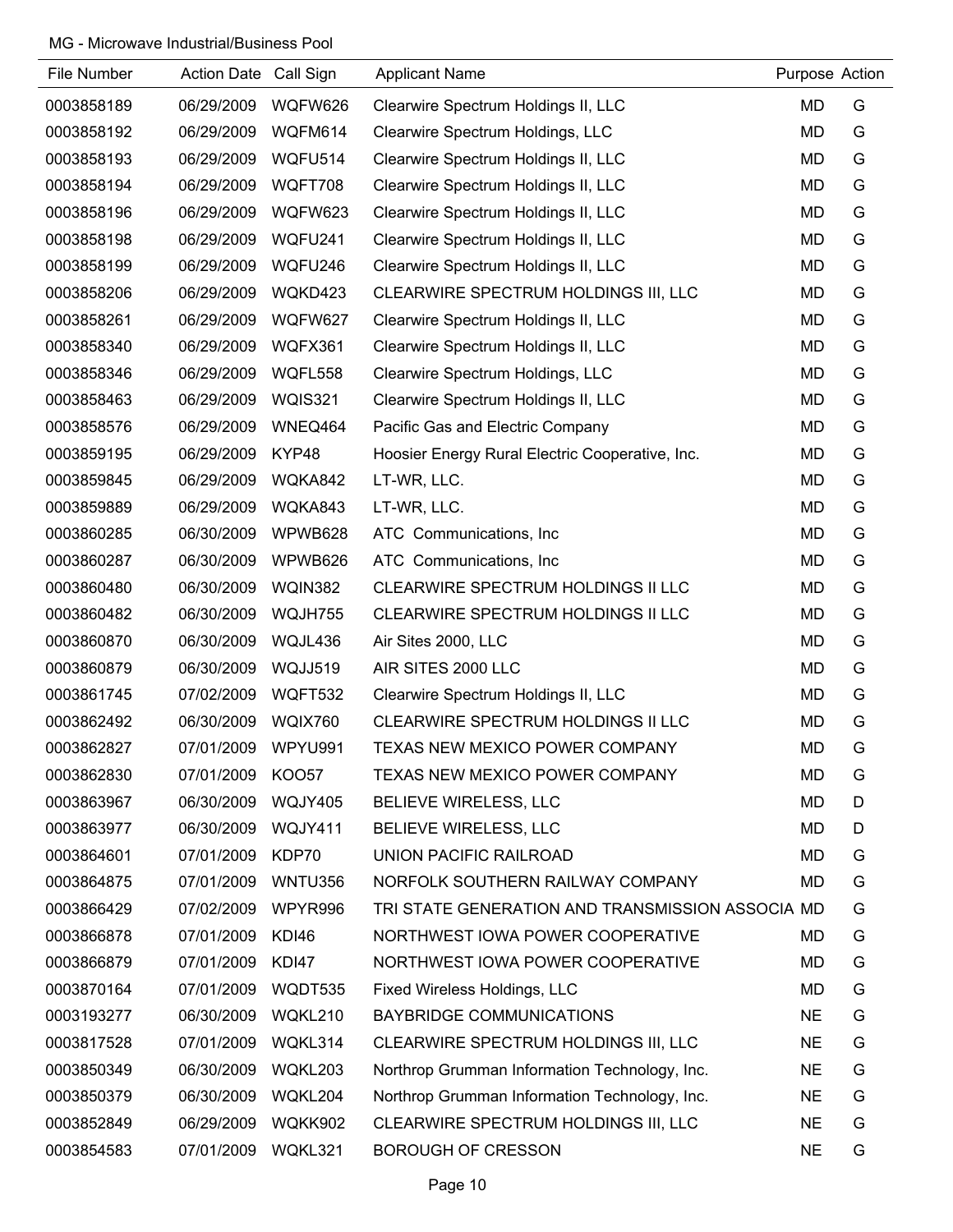MG - Microwave Industrial/Business Pool

| File Number | Action Date | Call Sign | Applicant Name | Purpose | Action |
|---|---|---|---|---|---|
| 0003858189 | 06/29/2009 | WQFW626 | Clearwire Spectrum Holdings II, LLC | MD | G |
| 0003858192 | 06/29/2009 | WQFM614 | Clearwire Spectrum Holdings, LLC | MD | G |
| 0003858193 | 06/29/2009 | WQFU514 | Clearwire Spectrum Holdings II, LLC | MD | G |
| 0003858194 | 06/29/2009 | WQFT708 | Clearwire Spectrum Holdings II, LLC | MD | G |
| 0003858196 | 06/29/2009 | WQFW623 | Clearwire Spectrum Holdings II, LLC | MD | G |
| 0003858198 | 06/29/2009 | WQFU241 | Clearwire Spectrum Holdings II, LLC | MD | G |
| 0003858199 | 06/29/2009 | WQFU246 | Clearwire Spectrum Holdings II, LLC | MD | G |
| 0003858206 | 06/29/2009 | WQKD423 | CLEARWIRE SPECTRUM HOLDINGS III, LLC | MD | G |
| 0003858261 | 06/29/2009 | WQFW627 | Clearwire Spectrum Holdings II, LLC | MD | G |
| 0003858340 | 06/29/2009 | WQFX361 | Clearwire Spectrum Holdings II, LLC | MD | G |
| 0003858346 | 06/29/2009 | WQFL558 | Clearwire Spectrum Holdings, LLC | MD | G |
| 0003858463 | 06/29/2009 | WQIS321 | Clearwire Spectrum Holdings II, LLC | MD | G |
| 0003858576 | 06/29/2009 | WNEQ464 | Pacific Gas and Electric Company | MD | G |
| 0003859195 | 06/29/2009 | KYP48 | Hoosier Energy Rural Electric Cooperative, Inc. | MD | G |
| 0003859845 | 06/29/2009 | WQKA842 | LT-WR, LLC. | MD | G |
| 0003859889 | 06/29/2009 | WQKA843 | LT-WR, LLC. | MD | G |
| 0003860285 | 06/30/2009 | WPWB628 | ATC Communications, Inc | MD | G |
| 0003860287 | 06/30/2009 | WPWB626 | ATC Communications, Inc | MD | G |
| 0003860480 | 06/30/2009 | WQIN382 | CLEARWIRE SPECTRUM HOLDINGS II LLC | MD | G |
| 0003860482 | 06/30/2009 | WQJH755 | CLEARWIRE SPECTRUM HOLDINGS II LLC | MD | G |
| 0003860870 | 06/30/2009 | WQJL436 | Air Sites 2000, LLC | MD | G |
| 0003860879 | 06/30/2009 | WQJJ519 | AIR SITES 2000 LLC | MD | G |
| 0003861745 | 07/02/2009 | WQFT532 | Clearwire Spectrum Holdings II, LLC | MD | G |
| 0003862492 | 06/30/2009 | WQIX760 | CLEARWIRE SPECTRUM HOLDINGS II LLC | MD | G |
| 0003862827 | 07/01/2009 | WPYU991 | TEXAS NEW MEXICO POWER COMPANY | MD | G |
| 0003862830 | 07/01/2009 | KOO57 | TEXAS NEW MEXICO POWER COMPANY | MD | G |
| 0003863967 | 06/30/2009 | WQJY405 | BELIEVE WIRELESS, LLC | MD | D |
| 0003863977 | 06/30/2009 | WQJY411 | BELIEVE WIRELESS, LLC | MD | D |
| 0003864601 | 07/01/2009 | KDP70 | UNION PACIFIC RAILROAD | MD | G |
| 0003864875 | 07/01/2009 | WNTU356 | NORFOLK SOUTHERN RAILWAY COMPANY | MD | G |
| 0003866429 | 07/02/2009 | WPYR996 | TRI STATE GENERATION AND TRANSMISSION ASSOCIA | MD | G |
| 0003866878 | 07/01/2009 | KDI46 | NORTHWEST IOWA POWER COOPERATIVE | MD | G |
| 0003866879 | 07/01/2009 | KDI47 | NORTHWEST IOWA POWER COOPERATIVE | MD | G |
| 0003870164 | 07/01/2009 | WQDT535 | Fixed Wireless Holdings, LLC | MD | G |
| 0003193277 | 06/30/2009 | WQKL210 | BAYBRIDGE COMMUNICATIONS | NE | G |
| 0003817528 | 07/01/2009 | WQKL314 | CLEARWIRE SPECTRUM HOLDINGS III, LLC | NE | G |
| 0003850349 | 06/30/2009 | WQKL203 | Northrop Grumman Information Technology, Inc. | NE | G |
| 0003850379 | 06/30/2009 | WQKL204 | Northrop Grumman Information Technology, Inc. | NE | G |
| 0003852849 | 06/29/2009 | WQKK902 | CLEARWIRE SPECTRUM HOLDINGS III, LLC | NE | G |
| 0003854583 | 07/01/2009 | WQKL321 | BOROUGH OF CRESSON | NE | G |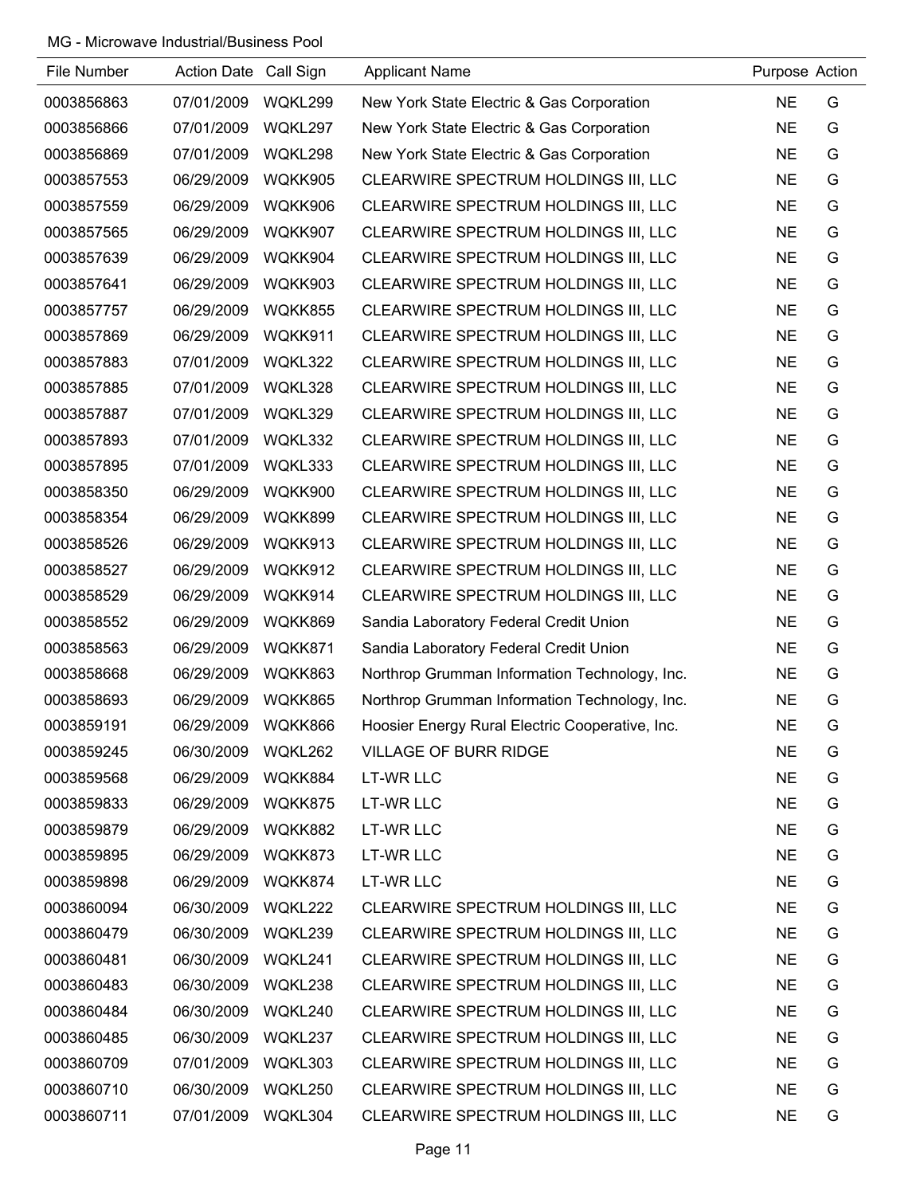MG - Microwave Industrial/Business Pool

| File Number | Action Date | Call Sign | Applicant Name | Purpose | Action |
|---|---|---|---|---|---|
| 0003856863 | 07/01/2009 | WQKL299 | New York State Electric & Gas Corporation | NE | G |
| 0003856866 | 07/01/2009 | WQKL297 | New York State Electric & Gas Corporation | NE | G |
| 0003856869 | 07/01/2009 | WQKL298 | New York State Electric & Gas Corporation | NE | G |
| 0003857553 | 06/29/2009 | WQKK905 | CLEARWIRE SPECTRUM HOLDINGS III, LLC | NE | G |
| 0003857559 | 06/29/2009 | WQKK906 | CLEARWIRE SPECTRUM HOLDINGS III, LLC | NE | G |
| 0003857565 | 06/29/2009 | WQKK907 | CLEARWIRE SPECTRUM HOLDINGS III, LLC | NE | G |
| 0003857639 | 06/29/2009 | WQKK904 | CLEARWIRE SPECTRUM HOLDINGS III, LLC | NE | G |
| 0003857641 | 06/29/2009 | WQKK903 | CLEARWIRE SPECTRUM HOLDINGS III, LLC | NE | G |
| 0003857757 | 06/29/2009 | WQKK855 | CLEARWIRE SPECTRUM HOLDINGS III, LLC | NE | G |
| 0003857869 | 06/29/2009 | WQKK911 | CLEARWIRE SPECTRUM HOLDINGS III, LLC | NE | G |
| 0003857883 | 07/01/2009 | WQKL322 | CLEARWIRE SPECTRUM HOLDINGS III, LLC | NE | G |
| 0003857885 | 07/01/2009 | WQKL328 | CLEARWIRE SPECTRUM HOLDINGS III, LLC | NE | G |
| 0003857887 | 07/01/2009 | WQKL329 | CLEARWIRE SPECTRUM HOLDINGS III, LLC | NE | G |
| 0003857893 | 07/01/2009 | WQKL332 | CLEARWIRE SPECTRUM HOLDINGS III, LLC | NE | G |
| 0003857895 | 07/01/2009 | WQKL333 | CLEARWIRE SPECTRUM HOLDINGS III, LLC | NE | G |
| 0003858350 | 06/29/2009 | WQKK900 | CLEARWIRE SPECTRUM HOLDINGS III, LLC | NE | G |
| 0003858354 | 06/29/2009 | WQKK899 | CLEARWIRE SPECTRUM HOLDINGS III, LLC | NE | G |
| 0003858526 | 06/29/2009 | WQKK913 | CLEARWIRE SPECTRUM HOLDINGS III, LLC | NE | G |
| 0003858527 | 06/29/2009 | WQKK912 | CLEARWIRE SPECTRUM HOLDINGS III, LLC | NE | G |
| 0003858529 | 06/29/2009 | WQKK914 | CLEARWIRE SPECTRUM HOLDINGS III, LLC | NE | G |
| 0003858552 | 06/29/2009 | WQKK869 | Sandia Laboratory Federal Credit Union | NE | G |
| 0003858563 | 06/29/2009 | WQKK871 | Sandia Laboratory Federal Credit Union | NE | G |
| 0003858668 | 06/29/2009 | WQKK863 | Northrop Grumman Information Technology, Inc. | NE | G |
| 0003858693 | 06/29/2009 | WQKK865 | Northrop Grumman Information Technology, Inc. | NE | G |
| 0003859191 | 06/29/2009 | WQKK866 | Hoosier Energy Rural Electric Cooperative, Inc. | NE | G |
| 0003859245 | 06/30/2009 | WQKL262 | VILLAGE OF BURR RIDGE | NE | G |
| 0003859568 | 06/29/2009 | WQKK884 | LT-WR LLC | NE | G |
| 0003859833 | 06/29/2009 | WQKK875 | LT-WR LLC | NE | G |
| 0003859879 | 06/29/2009 | WQKK882 | LT-WR LLC | NE | G |
| 0003859895 | 06/29/2009 | WQKK873 | LT-WR LLC | NE | G |
| 0003859898 | 06/29/2009 | WQKK874 | LT-WR LLC | NE | G |
| 0003860094 | 06/30/2009 | WQKL222 | CLEARWIRE SPECTRUM HOLDINGS III, LLC | NE | G |
| 0003860479 | 06/30/2009 | WQKL239 | CLEARWIRE SPECTRUM HOLDINGS III, LLC | NE | G |
| 0003860481 | 06/30/2009 | WQKL241 | CLEARWIRE SPECTRUM HOLDINGS III, LLC | NE | G |
| 0003860483 | 06/30/2009 | WQKL238 | CLEARWIRE SPECTRUM HOLDINGS III, LLC | NE | G |
| 0003860484 | 06/30/2009 | WQKL240 | CLEARWIRE SPECTRUM HOLDINGS III, LLC | NE | G |
| 0003860485 | 06/30/2009 | WQKL237 | CLEARWIRE SPECTRUM HOLDINGS III, LLC | NE | G |
| 0003860709 | 07/01/2009 | WQKL303 | CLEARWIRE SPECTRUM HOLDINGS III, LLC | NE | G |
| 0003860710 | 06/30/2009 | WQKL250 | CLEARWIRE SPECTRUM HOLDINGS III, LLC | NE | G |
| 0003860711 | 07/01/2009 | WQKL304 | CLEARWIRE SPECTRUM HOLDINGS III, LLC | NE | G |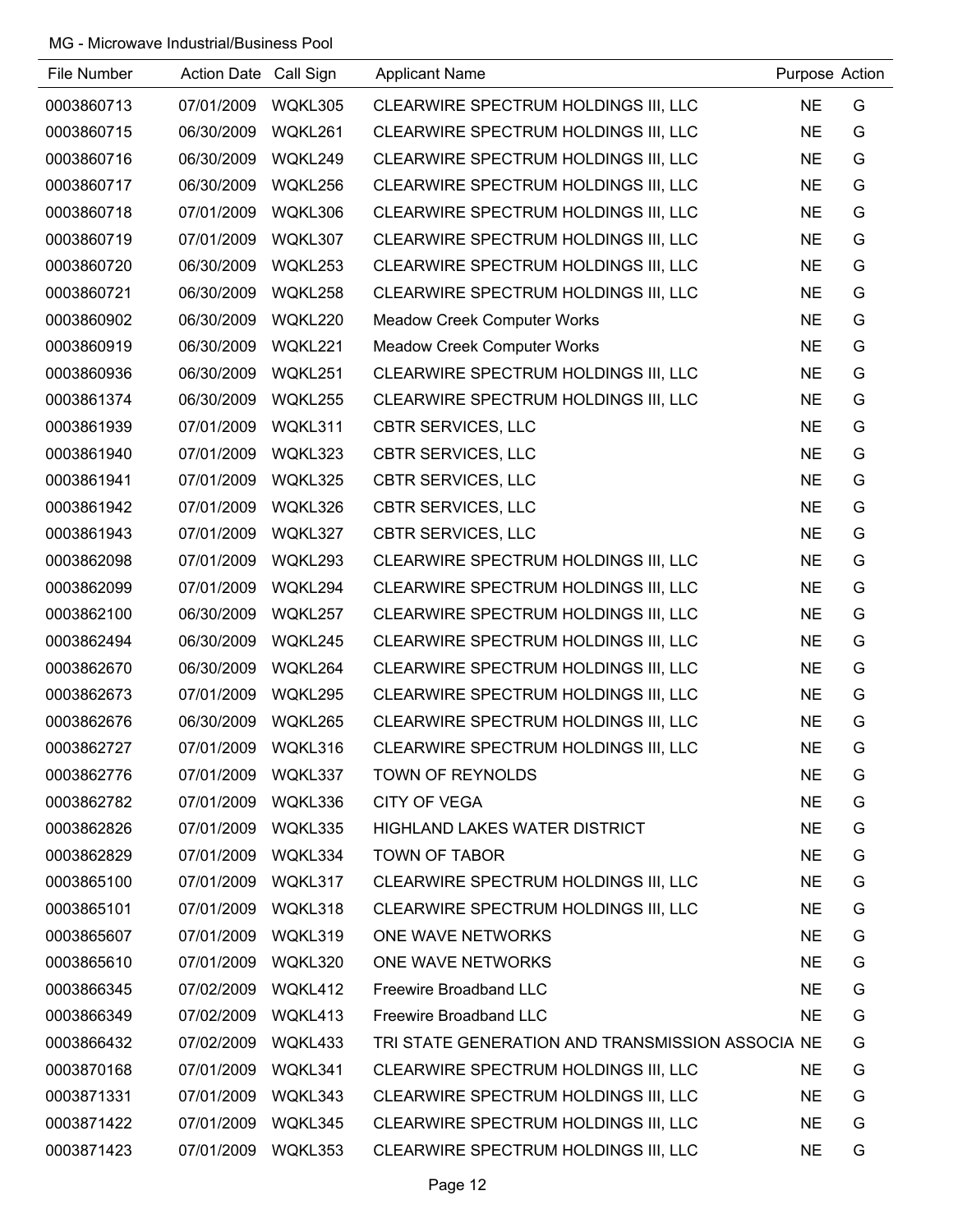MG - Microwave Industrial/Business Pool

| File Number | Action Date | Call Sign | Applicant Name | Purpose | Action |
|---|---|---|---|---|---|
| 0003860713 | 07/01/2009 | WQKL305 | CLEARWIRE SPECTRUM HOLDINGS III, LLC | NE | G |
| 0003860715 | 06/30/2009 | WQKL261 | CLEARWIRE SPECTRUM HOLDINGS III, LLC | NE | G |
| 0003860716 | 06/30/2009 | WQKL249 | CLEARWIRE SPECTRUM HOLDINGS III, LLC | NE | G |
| 0003860717 | 06/30/2009 | WQKL256 | CLEARWIRE SPECTRUM HOLDINGS III, LLC | NE | G |
| 0003860718 | 07/01/2009 | WQKL306 | CLEARWIRE SPECTRUM HOLDINGS III, LLC | NE | G |
| 0003860719 | 07/01/2009 | WQKL307 | CLEARWIRE SPECTRUM HOLDINGS III, LLC | NE | G |
| 0003860720 | 06/30/2009 | WQKL253 | CLEARWIRE SPECTRUM HOLDINGS III, LLC | NE | G |
| 0003860721 | 06/30/2009 | WQKL258 | CLEARWIRE SPECTRUM HOLDINGS III, LLC | NE | G |
| 0003860902 | 06/30/2009 | WQKL220 | Meadow Creek Computer Works | NE | G |
| 0003860919 | 06/30/2009 | WQKL221 | Meadow Creek Computer Works | NE | G |
| 0003860936 | 06/30/2009 | WQKL251 | CLEARWIRE SPECTRUM HOLDINGS III, LLC | NE | G |
| 0003861374 | 06/30/2009 | WQKL255 | CLEARWIRE SPECTRUM HOLDINGS III, LLC | NE | G |
| 0003861939 | 07/01/2009 | WQKL311 | CBTR SERVICES, LLC | NE | G |
| 0003861940 | 07/01/2009 | WQKL323 | CBTR SERVICES, LLC | NE | G |
| 0003861941 | 07/01/2009 | WQKL325 | CBTR SERVICES, LLC | NE | G |
| 0003861942 | 07/01/2009 | WQKL326 | CBTR SERVICES, LLC | NE | G |
| 0003861943 | 07/01/2009 | WQKL327 | CBTR SERVICES, LLC | NE | G |
| 0003862098 | 07/01/2009 | WQKL293 | CLEARWIRE SPECTRUM HOLDINGS III, LLC | NE | G |
| 0003862099 | 07/01/2009 | WQKL294 | CLEARWIRE SPECTRUM HOLDINGS III, LLC | NE | G |
| 0003862100 | 06/30/2009 | WQKL257 | CLEARWIRE SPECTRUM HOLDINGS III, LLC | NE | G |
| 0003862494 | 06/30/2009 | WQKL245 | CLEARWIRE SPECTRUM HOLDINGS III, LLC | NE | G |
| 0003862670 | 06/30/2009 | WQKL264 | CLEARWIRE SPECTRUM HOLDINGS III, LLC | NE | G |
| 0003862673 | 07/01/2009 | WQKL295 | CLEARWIRE SPECTRUM HOLDINGS III, LLC | NE | G |
| 0003862676 | 06/30/2009 | WQKL265 | CLEARWIRE SPECTRUM HOLDINGS III, LLC | NE | G |
| 0003862727 | 07/01/2009 | WQKL316 | CLEARWIRE SPECTRUM HOLDINGS III, LLC | NE | G |
| 0003862776 | 07/01/2009 | WQKL337 | TOWN OF REYNOLDS | NE | G |
| 0003862782 | 07/01/2009 | WQKL336 | CITY OF VEGA | NE | G |
| 0003862826 | 07/01/2009 | WQKL335 | HIGHLAND LAKES WATER DISTRICT | NE | G |
| 0003862829 | 07/01/2009 | WQKL334 | TOWN OF TABOR | NE | G |
| 0003865100 | 07/01/2009 | WQKL317 | CLEARWIRE SPECTRUM HOLDINGS III, LLC | NE | G |
| 0003865101 | 07/01/2009 | WQKL318 | CLEARWIRE SPECTRUM HOLDINGS III, LLC | NE | G |
| 0003865607 | 07/01/2009 | WQKL319 | ONE WAVE NETWORKS | NE | G |
| 0003865610 | 07/01/2009 | WQKL320 | ONE WAVE NETWORKS | NE | G |
| 0003866345 | 07/02/2009 | WQKL412 | Freewire Broadband LLC | NE | G |
| 0003866349 | 07/02/2009 | WQKL413 | Freewire Broadband LLC | NE | G |
| 0003866432 | 07/02/2009 | WQKL433 | TRI STATE GENERATION AND TRANSMISSION ASSOCIA | NE | G |
| 0003870168 | 07/01/2009 | WQKL341 | CLEARWIRE SPECTRUM HOLDINGS III, LLC | NE | G |
| 0003871331 | 07/01/2009 | WQKL343 | CLEARWIRE SPECTRUM HOLDINGS III, LLC | NE | G |
| 0003871422 | 07/01/2009 | WQKL345 | CLEARWIRE SPECTRUM HOLDINGS III, LLC | NE | G |
| 0003871423 | 07/01/2009 | WQKL353 | CLEARWIRE SPECTRUM HOLDINGS III, LLC | NE | G |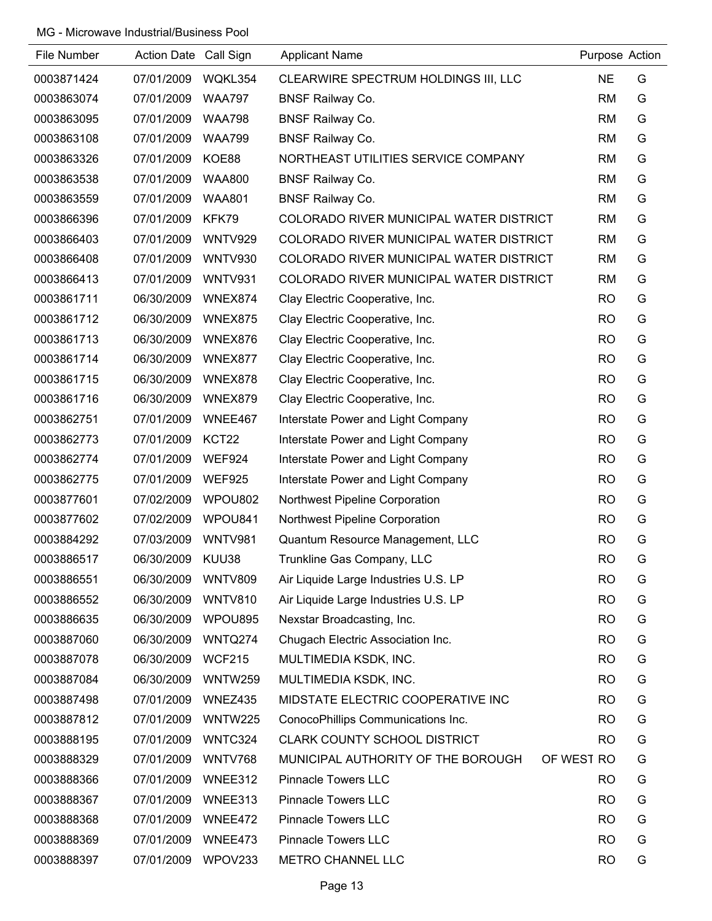MG - Microwave Industrial/Business Pool

| File Number | Action Date | Call Sign | Applicant Name | Purpose | Action |
|---|---|---|---|---|---|
| 0003871424 | 07/01/2009 | WQKL354 | CLEARWIRE SPECTRUM HOLDINGS III, LLC | NE | G |
| 0003863074 | 07/01/2009 | WAA797 | BNSF Railway Co. | RM | G |
| 0003863095 | 07/01/2009 | WAA798 | BNSF Railway Co. | RM | G |
| 0003863108 | 07/01/2009 | WAA799 | BNSF Railway Co. | RM | G |
| 0003863326 | 07/01/2009 | KOE88 | NORTHEAST UTILITIES SERVICE COMPANY | RM | G |
| 0003863538 | 07/01/2009 | WAA800 | BNSF Railway Co. | RM | G |
| 0003863559 | 07/01/2009 | WAA801 | BNSF Railway Co. | RM | G |
| 0003866396 | 07/01/2009 | KFK79 | COLORADO RIVER MUNICIPAL WATER DISTRICT | RM | G |
| 0003866403 | 07/01/2009 | WNTV929 | COLORADO RIVER MUNICIPAL WATER DISTRICT | RM | G |
| 0003866408 | 07/01/2009 | WNTV930 | COLORADO RIVER MUNICIPAL WATER DISTRICT | RM | G |
| 0003866413 | 07/01/2009 | WNTV931 | COLORADO RIVER MUNICIPAL WATER DISTRICT | RM | G |
| 0003861711 | 06/30/2009 | WNEX874 | Clay Electric Cooperative, Inc. | RO | G |
| 0003861712 | 06/30/2009 | WNEX875 | Clay Electric Cooperative, Inc. | RO | G |
| 0003861713 | 06/30/2009 | WNEX876 | Clay Electric Cooperative, Inc. | RO | G |
| 0003861714 | 06/30/2009 | WNEX877 | Clay Electric Cooperative, Inc. | RO | G |
| 0003861715 | 06/30/2009 | WNEX878 | Clay Electric Cooperative, Inc. | RO | G |
| 0003861716 | 06/30/2009 | WNEX879 | Clay Electric Cooperative, Inc. | RO | G |
| 0003862751 | 07/01/2009 | WNEE467 | Interstate Power and Light Company | RO | G |
| 0003862773 | 07/01/2009 | KCT22 | Interstate Power and Light Company | RO | G |
| 0003862774 | 07/01/2009 | WEF924 | Interstate Power and Light Company | RO | G |
| 0003862775 | 07/01/2009 | WEF925 | Interstate Power and Light Company | RO | G |
| 0003877601 | 07/02/2009 | WPOU802 | Northwest Pipeline Corporation | RO | G |
| 0003877602 | 07/02/2009 | WPOU841 | Northwest Pipeline Corporation | RO | G |
| 0003884292 | 07/03/2009 | WNTV981 | Quantum Resource Management, LLC | RO | G |
| 0003886517 | 06/30/2009 | KUU38 | Trunkline Gas Company, LLC | RO | G |
| 0003886551 | 06/30/2009 | WNTV809 | Air Liquide Large Industries U.S. LP | RO | G |
| 0003886552 | 06/30/2009 | WNTV810 | Air Liquide Large Industries U.S. LP | RO | G |
| 0003886635 | 06/30/2009 | WPOU895 | Nexstar Broadcasting, Inc. | RO | G |
| 0003887060 | 06/30/2009 | WNTQ274 | Chugach Electric Association Inc. | RO | G |
| 0003887078 | 06/30/2009 | WCF215 | MULTIMEDIA KSDK, INC. | RO | G |
| 0003887084 | 06/30/2009 | WNTW259 | MULTIMEDIA KSDK, INC. | RO | G |
| 0003887498 | 07/01/2009 | WNEZ435 | MIDSTATE ELECTRIC COOPERATIVE INC | RO | G |
| 0003887812 | 07/01/2009 | WNTW225 | ConocoPhillips Communications Inc. | RO | G |
| 0003888195 | 07/01/2009 | WNTC324 | CLARK COUNTY SCHOOL DISTRICT | RO | G |
| 0003888329 | 07/01/2009 | WNTV768 | MUNICIPAL AUTHORITY OF THE BOROUGH OF WEST | RO | G |
| 0003888366 | 07/01/2009 | WNEE312 | Pinnacle Towers LLC | RO | G |
| 0003888367 | 07/01/2009 | WNEE313 | Pinnacle Towers LLC | RO | G |
| 0003888368 | 07/01/2009 | WNEE472 | Pinnacle Towers LLC | RO | G |
| 0003888369 | 07/01/2009 | WNEE473 | Pinnacle Towers LLC | RO | G |
| 0003888397 | 07/01/2009 | WPOV233 | METRO CHANNEL LLC | RO | G |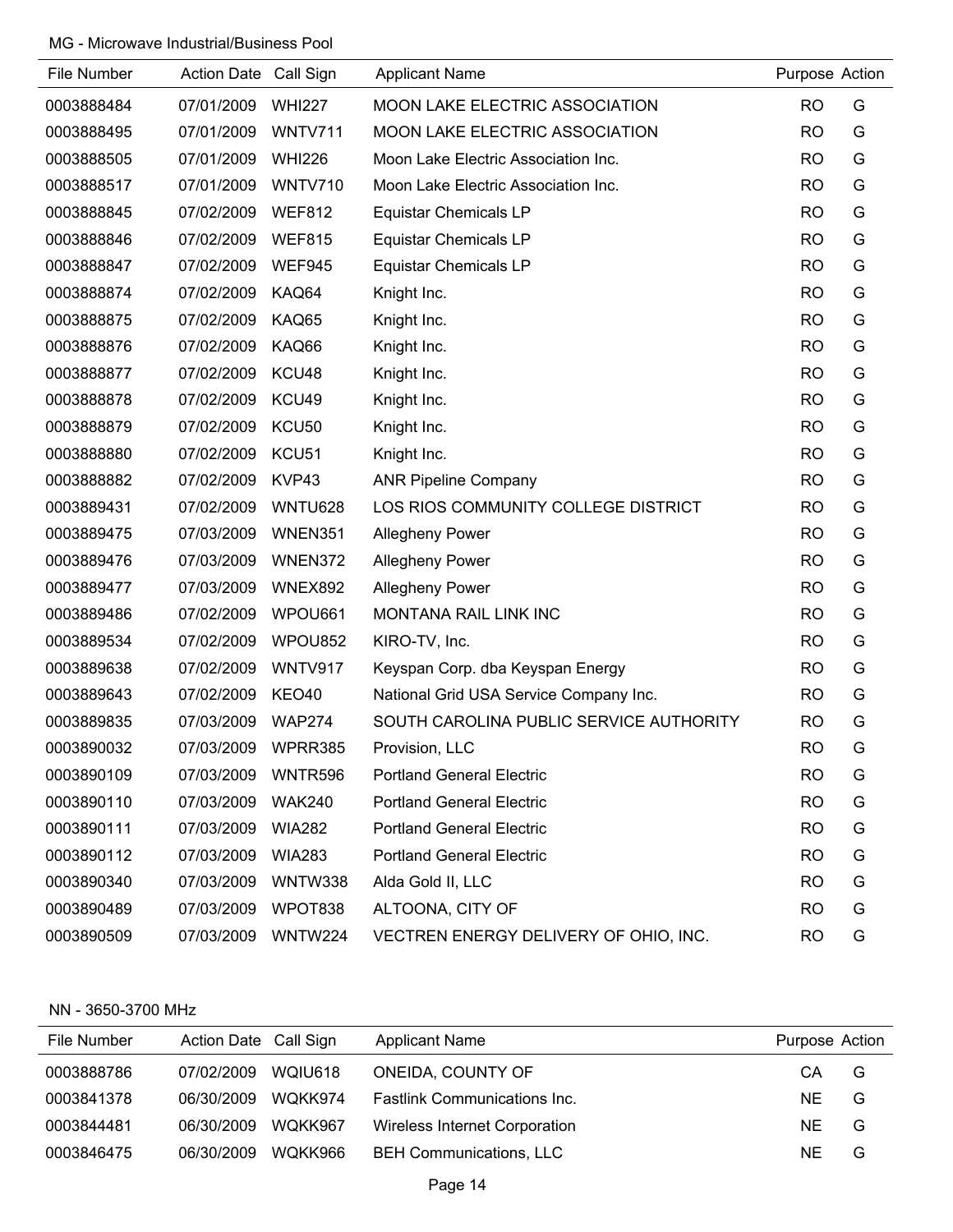MG - Microwave Industrial/Business Pool

| File Number | Action Date | Call Sign | Applicant Name | Purpose | Action |
|---|---|---|---|---|---|
| 0003888484 | 07/01/2009 | WHI227 | MOON LAKE ELECTRIC ASSOCIATION | RO | G |
| 0003888495 | 07/01/2009 | WNTV711 | MOON LAKE ELECTRIC ASSOCIATION | RO | G |
| 0003888505 | 07/01/2009 | WHI226 | Moon Lake Electric Association Inc. | RO | G |
| 0003888517 | 07/01/2009 | WNTV710 | Moon Lake Electric Association Inc. | RO | G |
| 0003888845 | 07/02/2009 | WEF812 | Equistar Chemicals LP | RO | G |
| 0003888846 | 07/02/2009 | WEF815 | Equistar Chemicals LP | RO | G |
| 0003888847 | 07/02/2009 | WEF945 | Equistar Chemicals LP | RO | G |
| 0003888874 | 07/02/2009 | KAQ64 | Knight Inc. | RO | G |
| 0003888875 | 07/02/2009 | KAQ65 | Knight Inc. | RO | G |
| 0003888876 | 07/02/2009 | KAQ66 | Knight Inc. | RO | G |
| 0003888877 | 07/02/2009 | KCU48 | Knight Inc. | RO | G |
| 0003888878 | 07/02/2009 | KCU49 | Knight Inc. | RO | G |
| 0003888879 | 07/02/2009 | KCU50 | Knight Inc. | RO | G |
| 0003888880 | 07/02/2009 | KCU51 | Knight Inc. | RO | G |
| 0003888882 | 07/02/2009 | KVP43 | ANR Pipeline Company | RO | G |
| 0003889431 | 07/02/2009 | WNTU628 | LOS RIOS COMMUNITY COLLEGE DISTRICT | RO | G |
| 0003889475 | 07/03/2009 | WNEN351 | Allegheny Power | RO | G |
| 0003889476 | 07/03/2009 | WNEN372 | Allegheny Power | RO | G |
| 0003889477 | 07/03/2009 | WNEX892 | Allegheny Power | RO | G |
| 0003889486 | 07/02/2009 | WPOU661 | MONTANA RAIL LINK INC | RO | G |
| 0003889534 | 07/02/2009 | WPOU852 | KIRO-TV, Inc. | RO | G |
| 0003889638 | 07/02/2009 | WNTV917 | Keyspan Corp. dba Keyspan Energy | RO | G |
| 0003889643 | 07/02/2009 | KEO40 | National Grid USA Service Company Inc. | RO | G |
| 0003889835 | 07/03/2009 | WAP274 | SOUTH CAROLINA PUBLIC SERVICE AUTHORITY | RO | G |
| 0003890032 | 07/03/2009 | WPRR385 | Provision, LLC | RO | G |
| 0003890109 | 07/03/2009 | WNTR596 | Portland General Electric | RO | G |
| 0003890110 | 07/03/2009 | WAK240 | Portland General Electric | RO | G |
| 0003890111 | 07/03/2009 | WIA282 | Portland General Electric | RO | G |
| 0003890112 | 07/03/2009 | WIA283 | Portland General Electric | RO | G |
| 0003890340 | 07/03/2009 | WNTW338 | Alda Gold II, LLC | RO | G |
| 0003890489 | 07/03/2009 | WPOT838 | ALTOONA, CITY OF | RO | G |
| 0003890509 | 07/03/2009 | WNTW224 | VECTREN ENERGY DELIVERY OF OHIO, INC. | RO | G |

NN - 3650-3700 MHz

| File Number | Action Date | Call Sign | Applicant Name | Purpose | Action |
|---|---|---|---|---|---|
| 0003888786 | 07/02/2009 | WQIU618 | ONEIDA, COUNTY OF | CA | G |
| 0003841378 | 06/30/2009 | WQKK974 | Fastlink Communications Inc. | NE | G |
| 0003844481 | 06/30/2009 | WQKK967 | Wireless Internet Corporation | NE | G |
| 0003846475 | 06/30/2009 | WQKK966 | BEH Communications, LLC | NE | G |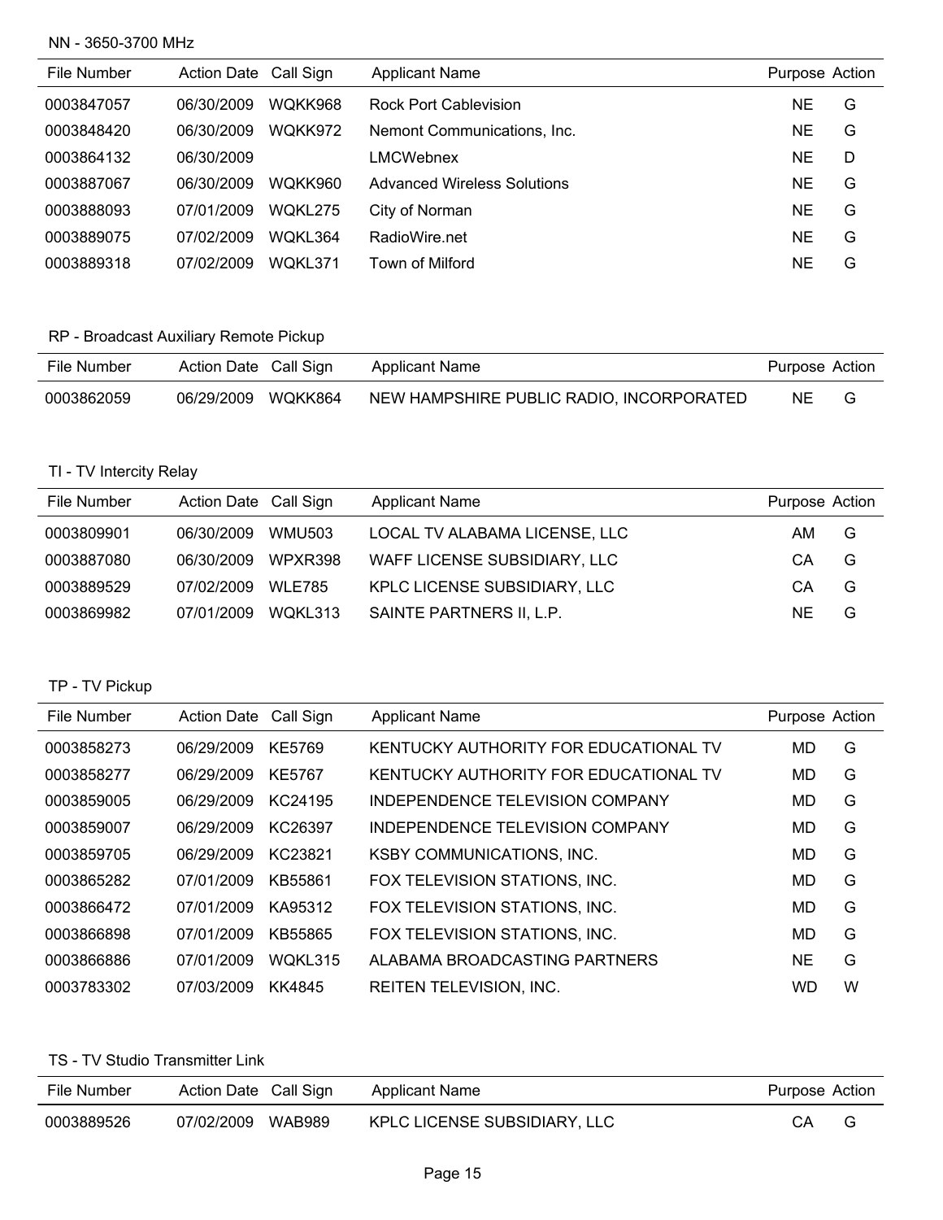NN - 3650-3700 MHz

| File Number | Action Date | Call Sign | Applicant Name | Purpose | Action |
|---|---|---|---|---|---|
| 0003847057 | 06/30/2009 | WQKK968 | Rock Port Cablevision | NE | G |
| 0003848420 | 06/30/2009 | WQKK972 | Nemont Communications, Inc. | NE | G |
| 0003864132 | 06/30/2009 | | LMCWebnex | NE | D |
| 0003887067 | 06/30/2009 | WQKK960 | Advanced Wireless Solutions | NE | G |
| 0003888093 | 07/01/2009 | WQKL275 | City of Norman | NE | G |
| 0003889075 | 07/02/2009 | WQKL364 | RadioWire.net | NE | G |
| 0003889318 | 07/02/2009 | WQKL371 | Town of Milford | NE | G |

RP - Broadcast Auxiliary Remote Pickup

| File Number | Action Date | Call Sign | Applicant Name | Purpose | Action |
|---|---|---|---|---|---|
| 0003862059 | 06/29/2009 | WQKK864 | NEW HAMPSHIRE PUBLIC RADIO, INCORPORATED | NE | G |

TI - TV Intercity Relay

| File Number | Action Date | Call Sign | Applicant Name | Purpose | Action |
|---|---|---|---|---|---|
| 0003809901 | 06/30/2009 | WMU503 | LOCAL TV ALABAMA LICENSE, LLC | AM | G |
| 0003887080 | 06/30/2009 | WPXR398 | WAFF LICENSE SUBSIDIARY, LLC | CA | G |
| 0003889529 | 07/02/2009 | WLE785 | KPLC LICENSE SUBSIDIARY, LLC | CA | G |
| 0003869982 | 07/01/2009 | WQKL313 | SAINTE PARTNERS II, L.P. | NE | G |

TP - TV Pickup

| File Number | Action Date | Call Sign | Applicant Name | Purpose | Action |
|---|---|---|---|---|---|
| 0003858273 | 06/29/2009 | KE5769 | KENTUCKY AUTHORITY FOR EDUCATIONAL TV | MD | G |
| 0003858277 | 06/29/2009 | KE5767 | KENTUCKY AUTHORITY FOR EDUCATIONAL TV | MD | G |
| 0003859005 | 06/29/2009 | KC24195 | INDEPENDENCE TELEVISION COMPANY | MD | G |
| 0003859007 | 06/29/2009 | KC26397 | INDEPENDENCE TELEVISION COMPANY | MD | G |
| 0003859705 | 06/29/2009 | KC23821 | KSBY COMMUNICATIONS, INC. | MD | G |
| 0003865282 | 07/01/2009 | KB55861 | FOX TELEVISION STATIONS, INC. | MD | G |
| 0003866472 | 07/01/2009 | KA95312 | FOX TELEVISION STATIONS, INC. | MD | G |
| 0003866898 | 07/01/2009 | KB55865 | FOX TELEVISION STATIONS, INC. | MD | G |
| 0003866886 | 07/01/2009 | WQKL315 | ALABAMA BROADCASTING PARTNERS | NE | G |
| 0003783302 | 07/03/2009 | KK4845 | REITEN TELEVISION, INC. | WD | W |

TS - TV Studio Transmitter Link

| File Number | Action Date | Call Sign | Applicant Name | Purpose | Action |
|---|---|---|---|---|---|
| 0003889526 | 07/02/2009 | WAB989 | KPLC LICENSE SUBSIDIARY, LLC | CA | G |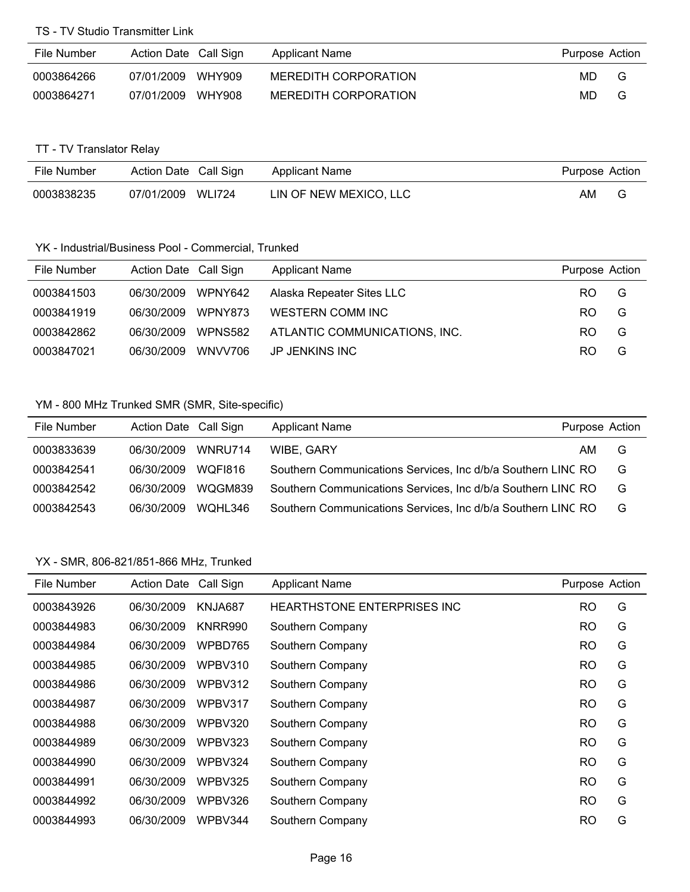### TS - TV Studio Transmitter Link

| File Number | Action Date | Call Sign | Applicant Name | Purpose | Action |
|---|---|---|---|---|---|
| 0003864266 | 07/01/2009 | WHY909 | MEREDITH CORPORATION | MD | G |
| 0003864271 | 07/01/2009 | WHY908 | MEREDITH CORPORATION | MD | G |

### TT - TV Translator Relay

| File Number | Action Date | Call Sign | Applicant Name | Purpose | Action |
|---|---|---|---|---|---|
| 0003838235 | 07/01/2009 | WLI724 | LIN OF NEW MEXICO, LLC | AM | G |

### YK - Industrial/Business Pool - Commercial, Trunked

| File Number | Action Date | Call Sign | Applicant Name | Purpose | Action |
|---|---|---|---|---|---|
| 0003841503 | 06/30/2009 | WPNY642 | Alaska Repeater Sites LLC | RO | G |
| 0003841919 | 06/30/2009 | WPNY873 | WESTERN COMM INC | RO | G |
| 0003842862 | 06/30/2009 | WPNS582 | ATLANTIC COMMUNICATIONS, INC. | RO | G |
| 0003847021 | 06/30/2009 | WNVV706 | JP JENKINS INC | RO | G |

### YM - 800 MHz Trunked SMR (SMR, Site-specific)

| File Number | Action Date | Call Sign | Applicant Name | Purpose | Action |
|---|---|---|---|---|---|
| 0003833639 | 06/30/2009 | WNRU714 | WIBE, GARY | AM | G |
| 0003842541 | 06/30/2009 | WQFI816 | Southern Communications Services, Inc d/b/a Southern LINC | RO | G |
| 0003842542 | 06/30/2009 | WQGM839 | Southern Communications Services, Inc d/b/a Southern LINC | RO | G |
| 0003842543 | 06/30/2009 | WQHL346 | Southern Communications Services, Inc d/b/a Southern LINC | RO | G |

### YX - SMR, 806-821/851-866 MHz, Trunked

| File Number | Action Date | Call Sign | Applicant Name | Purpose | Action |
|---|---|---|---|---|---|
| 0003843926 | 06/30/2009 | KNJA687 | HEARTHSTONE ENTERPRISES INC | RO | G |
| 0003844983 | 06/30/2009 | KNRR990 | Southern Company | RO | G |
| 0003844984 | 06/30/2009 | WPBD765 | Southern Company | RO | G |
| 0003844985 | 06/30/2009 | WPBV310 | Southern Company | RO | G |
| 0003844986 | 06/30/2009 | WPBV312 | Southern Company | RO | G |
| 0003844987 | 06/30/2009 | WPBV317 | Southern Company | RO | G |
| 0003844988 | 06/30/2009 | WPBV320 | Southern Company | RO | G |
| 0003844989 | 06/30/2009 | WPBV323 | Southern Company | RO | G |
| 0003844990 | 06/30/2009 | WPBV324 | Southern Company | RO | G |
| 0003844991 | 06/30/2009 | WPBV325 | Southern Company | RO | G |
| 0003844992 | 06/30/2009 | WPBV326 | Southern Company | RO | G |
| 0003844993 | 06/30/2009 | WPBV344 | Southern Company | RO | G |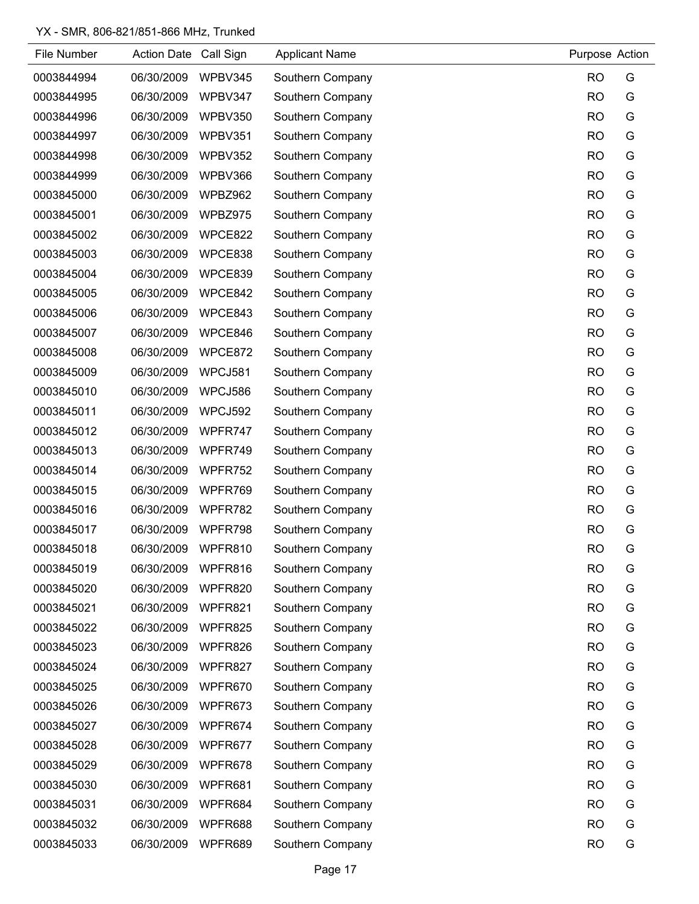YX - SMR, 806-821/851-866 MHz, Trunked

| File Number | Action Date | Call Sign | Applicant Name | Purpose | Action |
|---|---|---|---|---|---|
| 0003844994 | 06/30/2009 | WPBV345 | Southern Company | RO | G |
| 0003844995 | 06/30/2009 | WPBV347 | Southern Company | RO | G |
| 0003844996 | 06/30/2009 | WPBV350 | Southern Company | RO | G |
| 0003844997 | 06/30/2009 | WPBV351 | Southern Company | RO | G |
| 0003844998 | 06/30/2009 | WPBV352 | Southern Company | RO | G |
| 0003844999 | 06/30/2009 | WPBV366 | Southern Company | RO | G |
| 0003845000 | 06/30/2009 | WPBZ962 | Southern Company | RO | G |
| 0003845001 | 06/30/2009 | WPBZ975 | Southern Company | RO | G |
| 0003845002 | 06/30/2009 | WPCE822 | Southern Company | RO | G |
| 0003845003 | 06/30/2009 | WPCE838 | Southern Company | RO | G |
| 0003845004 | 06/30/2009 | WPCE839 | Southern Company | RO | G |
| 0003845005 | 06/30/2009 | WPCE842 | Southern Company | RO | G |
| 0003845006 | 06/30/2009 | WPCE843 | Southern Company | RO | G |
| 0003845007 | 06/30/2009 | WPCE846 | Southern Company | RO | G |
| 0003845008 | 06/30/2009 | WPCE872 | Southern Company | RO | G |
| 0003845009 | 06/30/2009 | WPCJ581 | Southern Company | RO | G |
| 0003845010 | 06/30/2009 | WPCJ586 | Southern Company | RO | G |
| 0003845011 | 06/30/2009 | WPCJ592 | Southern Company | RO | G |
| 0003845012 | 06/30/2009 | WPFR747 | Southern Company | RO | G |
| 0003845013 | 06/30/2009 | WPFR749 | Southern Company | RO | G |
| 0003845014 | 06/30/2009 | WPFR752 | Southern Company | RO | G |
| 0003845015 | 06/30/2009 | WPFR769 | Southern Company | RO | G |
| 0003845016 | 06/30/2009 | WPFR782 | Southern Company | RO | G |
| 0003845017 | 06/30/2009 | WPFR798 | Southern Company | RO | G |
| 0003845018 | 06/30/2009 | WPFR810 | Southern Company | RO | G |
| 0003845019 | 06/30/2009 | WPFR816 | Southern Company | RO | G |
| 0003845020 | 06/30/2009 | WPFR820 | Southern Company | RO | G |
| 0003845021 | 06/30/2009 | WPFR821 | Southern Company | RO | G |
| 0003845022 | 06/30/2009 | WPFR825 | Southern Company | RO | G |
| 0003845023 | 06/30/2009 | WPFR826 | Southern Company | RO | G |
| 0003845024 | 06/30/2009 | WPFR827 | Southern Company | RO | G |
| 0003845025 | 06/30/2009 | WPFR670 | Southern Company | RO | G |
| 0003845026 | 06/30/2009 | WPFR673 | Southern Company | RO | G |
| 0003845027 | 06/30/2009 | WPFR674 | Southern Company | RO | G |
| 0003845028 | 06/30/2009 | WPFR677 | Southern Company | RO | G |
| 0003845029 | 06/30/2009 | WPFR678 | Southern Company | RO | G |
| 0003845030 | 06/30/2009 | WPFR681 | Southern Company | RO | G |
| 0003845031 | 06/30/2009 | WPFR684 | Southern Company | RO | G |
| 0003845032 | 06/30/2009 | WPFR688 | Southern Company | RO | G |
| 0003845033 | 06/30/2009 | WPFR689 | Southern Company | RO | G |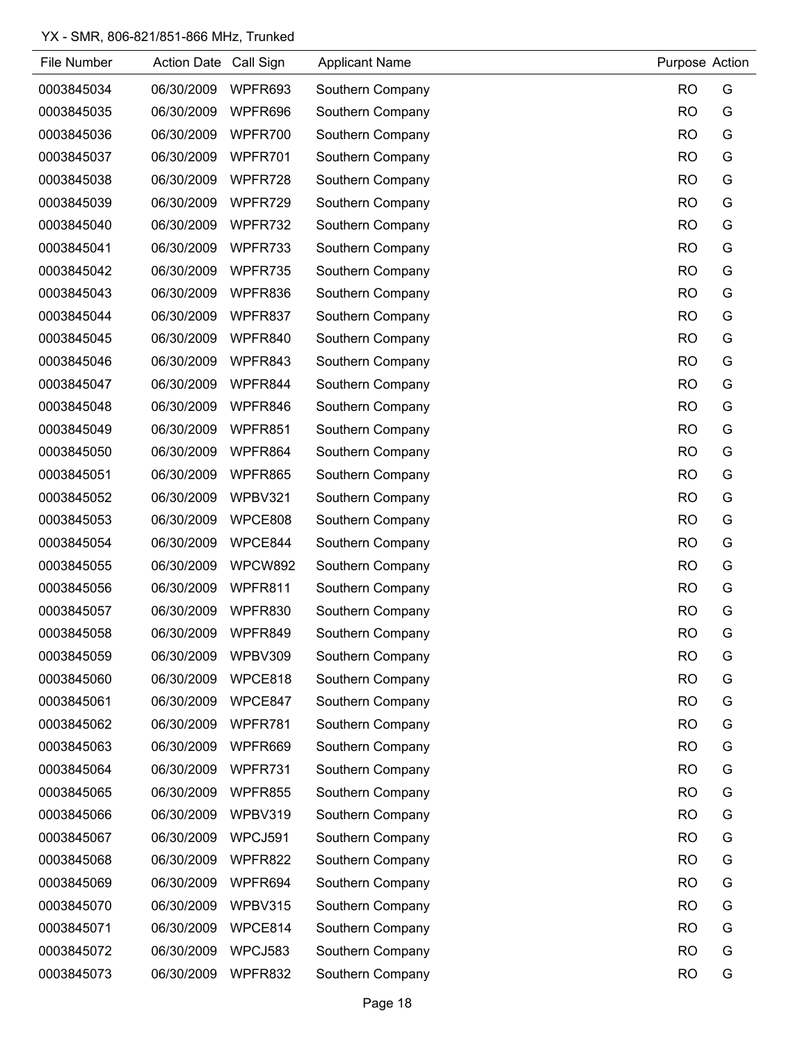YX - SMR, 806-821/851-866 MHz, Trunked

| File Number | Action Date | Call Sign | Applicant Name | Purpose | Action |
|---|---|---|---|---|---|
| 0003845034 | 06/30/2009 | WPFR693 | Southern Company | RO | G |
| 0003845035 | 06/30/2009 | WPFR696 | Southern Company | RO | G |
| 0003845036 | 06/30/2009 | WPFR700 | Southern Company | RO | G |
| 0003845037 | 06/30/2009 | WPFR701 | Southern Company | RO | G |
| 0003845038 | 06/30/2009 | WPFR728 | Southern Company | RO | G |
| 0003845039 | 06/30/2009 | WPFR729 | Southern Company | RO | G |
| 0003845040 | 06/30/2009 | WPFR732 | Southern Company | RO | G |
| 0003845041 | 06/30/2009 | WPFR733 | Southern Company | RO | G |
| 0003845042 | 06/30/2009 | WPFR735 | Southern Company | RO | G |
| 0003845043 | 06/30/2009 | WPFR836 | Southern Company | RO | G |
| 0003845044 | 06/30/2009 | WPFR837 | Southern Company | RO | G |
| 0003845045 | 06/30/2009 | WPFR840 | Southern Company | RO | G |
| 0003845046 | 06/30/2009 | WPFR843 | Southern Company | RO | G |
| 0003845047 | 06/30/2009 | WPFR844 | Southern Company | RO | G |
| 0003845048 | 06/30/2009 | WPFR846 | Southern Company | RO | G |
| 0003845049 | 06/30/2009 | WPFR851 | Southern Company | RO | G |
| 0003845050 | 06/30/2009 | WPFR864 | Southern Company | RO | G |
| 0003845051 | 06/30/2009 | WPFR865 | Southern Company | RO | G |
| 0003845052 | 06/30/2009 | WPBV321 | Southern Company | RO | G |
| 0003845053 | 06/30/2009 | WPCE808 | Southern Company | RO | G |
| 0003845054 | 06/30/2009 | WPCE844 | Southern Company | RO | G |
| 0003845055 | 06/30/2009 | WPCW892 | Southern Company | RO | G |
| 0003845056 | 06/30/2009 | WPFR811 | Southern Company | RO | G |
| 0003845057 | 06/30/2009 | WPFR830 | Southern Company | RO | G |
| 0003845058 | 06/30/2009 | WPFR849 | Southern Company | RO | G |
| 0003845059 | 06/30/2009 | WPBV309 | Southern Company | RO | G |
| 0003845060 | 06/30/2009 | WPCE818 | Southern Company | RO | G |
| 0003845061 | 06/30/2009 | WPCE847 | Southern Company | RO | G |
| 0003845062 | 06/30/2009 | WPFR781 | Southern Company | RO | G |
| 0003845063 | 06/30/2009 | WPFR669 | Southern Company | RO | G |
| 0003845064 | 06/30/2009 | WPFR731 | Southern Company | RO | G |
| 0003845065 | 06/30/2009 | WPFR855 | Southern Company | RO | G |
| 0003845066 | 06/30/2009 | WPBV319 | Southern Company | RO | G |
| 0003845067 | 06/30/2009 | WPCJ591 | Southern Company | RO | G |
| 0003845068 | 06/30/2009 | WPFR822 | Southern Company | RO | G |
| 0003845069 | 06/30/2009 | WPFR694 | Southern Company | RO | G |
| 0003845070 | 06/30/2009 | WPBV315 | Southern Company | RO | G |
| 0003845071 | 06/30/2009 | WPCE814 | Southern Company | RO | G |
| 0003845072 | 06/30/2009 | WPCJ583 | Southern Company | RO | G |
| 0003845073 | 06/30/2009 | WPFR832 | Southern Company | RO | G |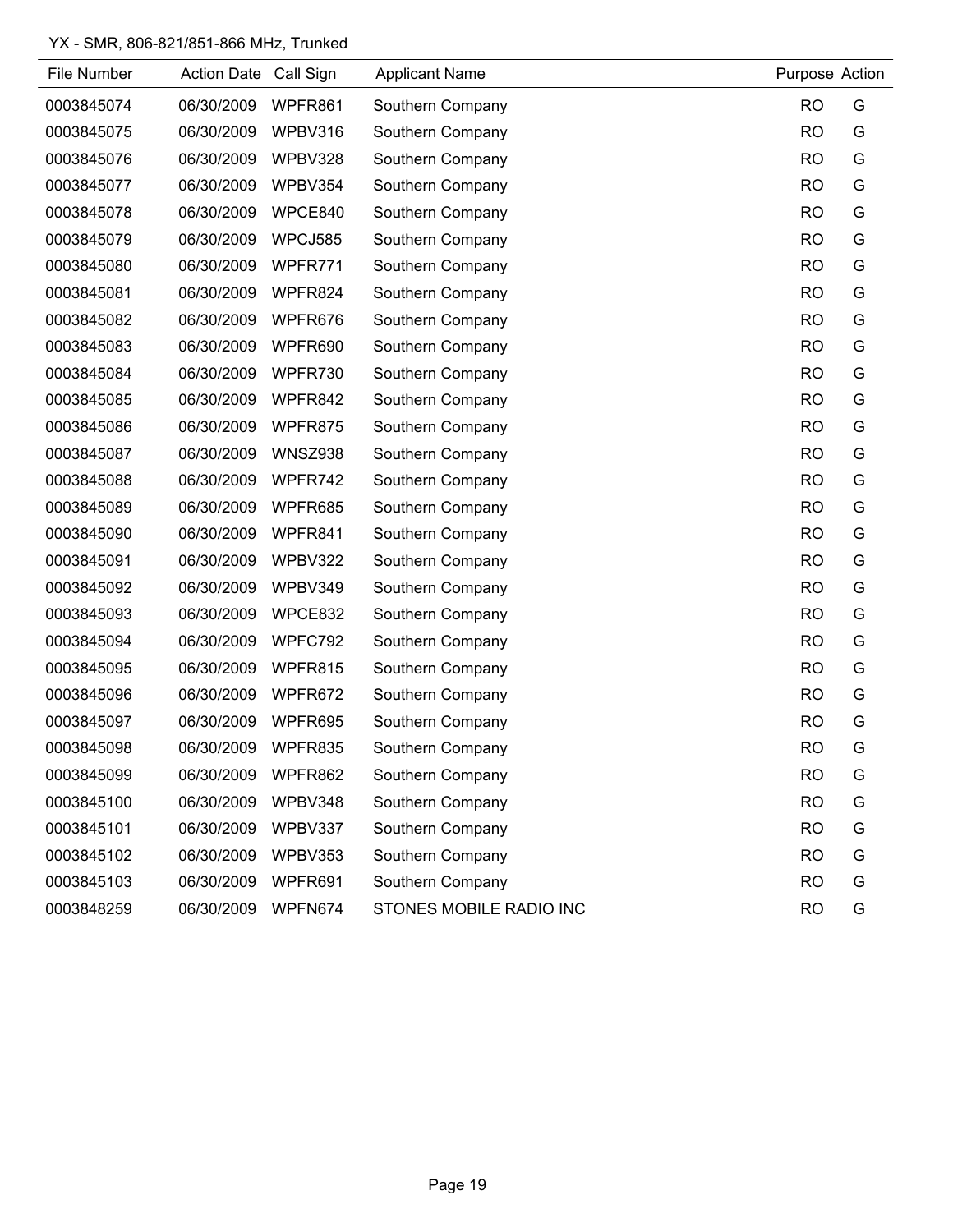YX - SMR, 806-821/851-866 MHz, Trunked

| File Number | Action Date | Call Sign | Applicant Name | Purpose | Action |
|---|---|---|---|---|---|
| 0003845074 | 06/30/2009 | WPFR861 | Southern Company | RO | G |
| 0003845075 | 06/30/2009 | WPBV316 | Southern Company | RO | G |
| 0003845076 | 06/30/2009 | WPBV328 | Southern Company | RO | G |
| 0003845077 | 06/30/2009 | WPBV354 | Southern Company | RO | G |
| 0003845078 | 06/30/2009 | WPCE840 | Southern Company | RO | G |
| 0003845079 | 06/30/2009 | WPCJ585 | Southern Company | RO | G |
| 0003845080 | 06/30/2009 | WPFR771 | Southern Company | RO | G |
| 0003845081 | 06/30/2009 | WPFR824 | Southern Company | RO | G |
| 0003845082 | 06/30/2009 | WPFR676 | Southern Company | RO | G |
| 0003845083 | 06/30/2009 | WPFR690 | Southern Company | RO | G |
| 0003845084 | 06/30/2009 | WPFR730 | Southern Company | RO | G |
| 0003845085 | 06/30/2009 | WPFR842 | Southern Company | RO | G |
| 0003845086 | 06/30/2009 | WPFR875 | Southern Company | RO | G |
| 0003845087 | 06/30/2009 | WNSZ938 | Southern Company | RO | G |
| 0003845088 | 06/30/2009 | WPFR742 | Southern Company | RO | G |
| 0003845089 | 06/30/2009 | WPFR685 | Southern Company | RO | G |
| 0003845090 | 06/30/2009 | WPFR841 | Southern Company | RO | G |
| 0003845091 | 06/30/2009 | WPBV322 | Southern Company | RO | G |
| 0003845092 | 06/30/2009 | WPBV349 | Southern Company | RO | G |
| 0003845093 | 06/30/2009 | WPCE832 | Southern Company | RO | G |
| 0003845094 | 06/30/2009 | WPFC792 | Southern Company | RO | G |
| 0003845095 | 06/30/2009 | WPFR815 | Southern Company | RO | G |
| 0003845096 | 06/30/2009 | WPFR672 | Southern Company | RO | G |
| 0003845097 | 06/30/2009 | WPFR695 | Southern Company | RO | G |
| 0003845098 | 06/30/2009 | WPFR835 | Southern Company | RO | G |
| 0003845099 | 06/30/2009 | WPFR862 | Southern Company | RO | G |
| 0003845100 | 06/30/2009 | WPBV348 | Southern Company | RO | G |
| 0003845101 | 06/30/2009 | WPBV337 | Southern Company | RO | G |
| 0003845102 | 06/30/2009 | WPBV353 | Southern Company | RO | G |
| 0003845103 | 06/30/2009 | WPFR691 | Southern Company | RO | G |
| 0003848259 | 06/30/2009 | WPFN674 | STONES MOBILE RADIO INC | RO | G |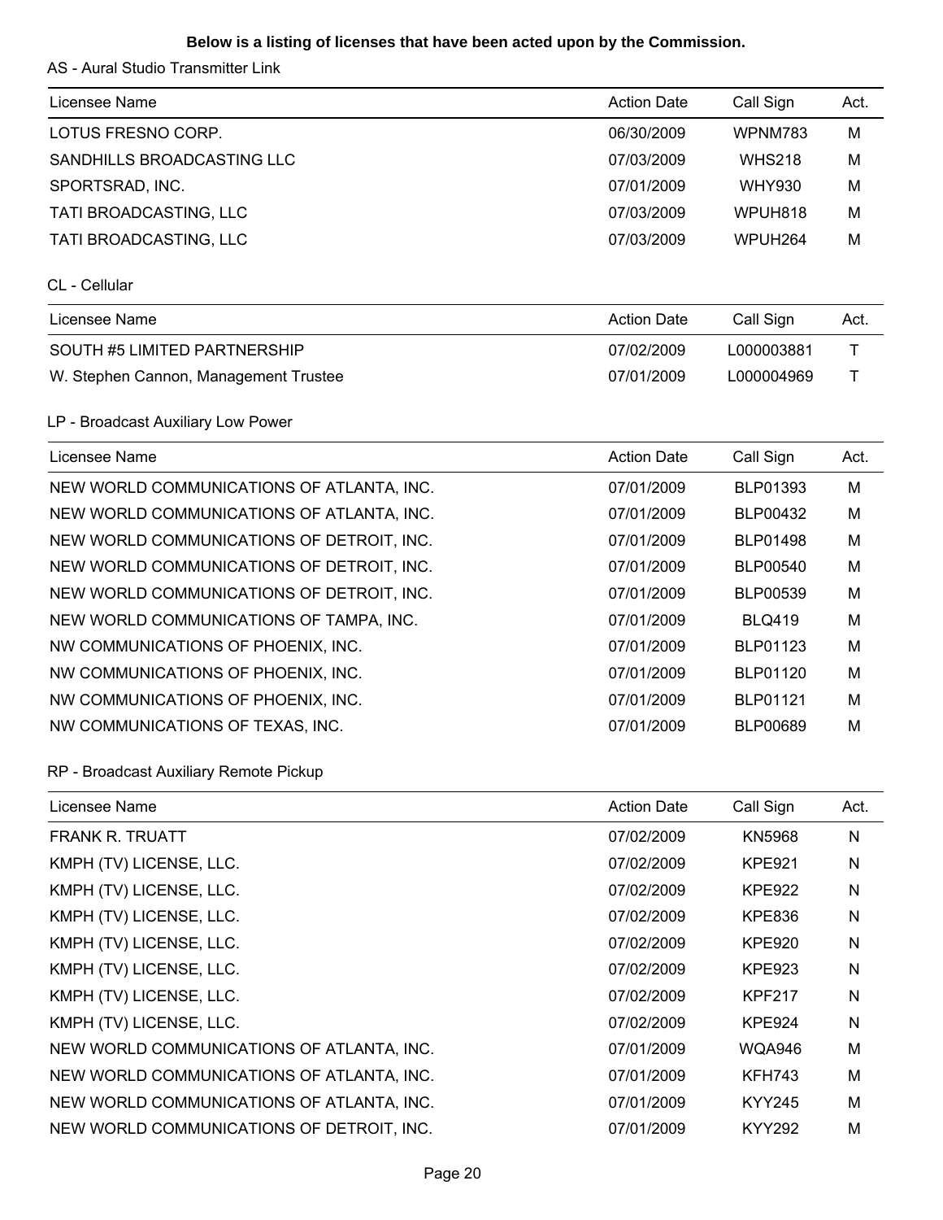**Below is a listing of licenses that have been acted upon by the Commission.**

AS - Aural Studio Transmitter Link

| Licensee Name | Action Date | Call Sign | Act. |
|---|---|---|---|
| LOTUS FRESNO CORP. | 06/30/2009 | WPNM783 | M |
| SANDHILLS BROADCASTING LLC | 07/03/2009 | WHS218 | M |
| SPORTSRAD, INC. | 07/01/2009 | WHY930 | M |
| TATI BROADCASTING, LLC | 07/03/2009 | WPUH818 | M |
| TATI BROADCASTING, LLC | 07/03/2009 | WPUH264 | M |

CL - Cellular

| Licensee Name | Action Date | Call Sign | Act. |
|---|---|---|---|
| SOUTH #5 LIMITED PARTNERSHIP | 07/02/2009 | L000003881 | T |
| W. Stephen Cannon, Management Trustee | 07/01/2009 | L000004969 | T |

LP - Broadcast Auxiliary Low Power

| Licensee Name | Action Date | Call Sign | Act. |
|---|---|---|---|
| NEW WORLD COMMUNICATIONS OF ATLANTA, INC. | 07/01/2009 | BLP01393 | M |
| NEW WORLD COMMUNICATIONS OF ATLANTA, INC. | 07/01/2009 | BLP00432 | M |
| NEW WORLD COMMUNICATIONS OF DETROIT, INC. | 07/01/2009 | BLP01498 | M |
| NEW WORLD COMMUNICATIONS OF DETROIT, INC. | 07/01/2009 | BLP00540 | M |
| NEW WORLD COMMUNICATIONS OF DETROIT, INC. | 07/01/2009 | BLP00539 | M |
| NEW WORLD COMMUNICATIONS OF TAMPA, INC. | 07/01/2009 | BLQ419 | M |
| NW COMMUNICATIONS OF PHOENIX, INC. | 07/01/2009 | BLP01123 | M |
| NW COMMUNICATIONS OF PHOENIX, INC. | 07/01/2009 | BLP01120 | M |
| NW COMMUNICATIONS OF PHOENIX, INC. | 07/01/2009 | BLP01121 | M |
| NW COMMUNICATIONS OF TEXAS, INC. | 07/01/2009 | BLP00689 | M |

RP - Broadcast Auxiliary Remote Pickup

| Licensee Name | Action Date | Call Sign | Act. |
|---|---|---|---|
| FRANK R. TRUATT | 07/02/2009 | KN5968 | N |
| KMPH (TV) LICENSE, LLC. | 07/02/2009 | KPE921 | N |
| KMPH (TV) LICENSE, LLC. | 07/02/2009 | KPE922 | N |
| KMPH (TV) LICENSE, LLC. | 07/02/2009 | KPE836 | N |
| KMPH (TV) LICENSE, LLC. | 07/02/2009 | KPE920 | N |
| KMPH (TV) LICENSE, LLC. | 07/02/2009 | KPE923 | N |
| KMPH (TV) LICENSE, LLC. | 07/02/2009 | KPF217 | N |
| KMPH (TV) LICENSE, LLC. | 07/02/2009 | KPE924 | N |
| NEW WORLD COMMUNICATIONS OF ATLANTA, INC. | 07/01/2009 | WQA946 | M |
| NEW WORLD COMMUNICATIONS OF ATLANTA, INC. | 07/01/2009 | KFH743 | M |
| NEW WORLD COMMUNICATIONS OF ATLANTA, INC. | 07/01/2009 | KYY245 | M |
| NEW WORLD COMMUNICATIONS OF DETROIT, INC. | 07/01/2009 | KYY292 | M |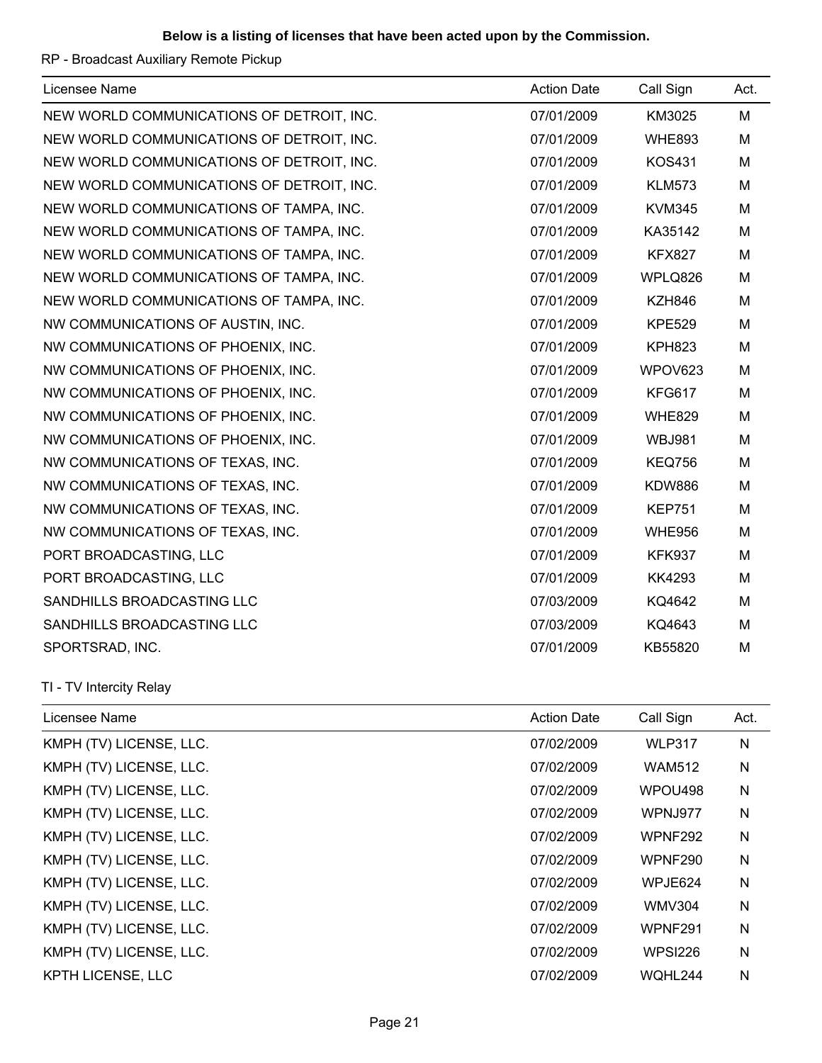**Below is a listing of licenses that have been acted upon by the Commission.**

RP - Broadcast Auxiliary Remote Pickup

| Licensee Name | Action Date | Call Sign | Act. |
|---|---|---|---|
| NEW WORLD COMMUNICATIONS OF DETROIT, INC. | 07/01/2009 | KM3025 | M |
| NEW WORLD COMMUNICATIONS OF DETROIT, INC. | 07/01/2009 | WHE893 | M |
| NEW WORLD COMMUNICATIONS OF DETROIT, INC. | 07/01/2009 | KOS431 | M |
| NEW WORLD COMMUNICATIONS OF DETROIT, INC. | 07/01/2009 | KLM573 | M |
| NEW WORLD COMMUNICATIONS OF TAMPA, INC. | 07/01/2009 | KVM345 | M |
| NEW WORLD COMMUNICATIONS OF TAMPA, INC. | 07/01/2009 | KA35142 | M |
| NEW WORLD COMMUNICATIONS OF TAMPA, INC. | 07/01/2009 | KFX827 | M |
| NEW WORLD COMMUNICATIONS OF TAMPA, INC. | 07/01/2009 | WPLQ826 | M |
| NEW WORLD COMMUNICATIONS OF TAMPA, INC. | 07/01/2009 | KZH846 | M |
| NW COMMUNICATIONS OF AUSTIN, INC. | 07/01/2009 | KPE529 | M |
| NW COMMUNICATIONS OF PHOENIX, INC. | 07/01/2009 | KPH823 | M |
| NW COMMUNICATIONS OF PHOENIX, INC. | 07/01/2009 | WPOV623 | M |
| NW COMMUNICATIONS OF PHOENIX, INC. | 07/01/2009 | KFG617 | M |
| NW COMMUNICATIONS OF PHOENIX, INC. | 07/01/2009 | WHE829 | M |
| NW COMMUNICATIONS OF PHOENIX, INC. | 07/01/2009 | WBJ981 | M |
| NW COMMUNICATIONS OF TEXAS, INC. | 07/01/2009 | KEQ756 | M |
| NW COMMUNICATIONS OF TEXAS, INC. | 07/01/2009 | KDW886 | M |
| NW COMMUNICATIONS OF TEXAS, INC. | 07/01/2009 | KEP751 | M |
| NW COMMUNICATIONS OF TEXAS, INC. | 07/01/2009 | WHE956 | M |
| PORT BROADCASTING, LLC | 07/01/2009 | KFK937 | M |
| PORT BROADCASTING, LLC | 07/01/2009 | KK4293 | M |
| SANDHILLS BROADCASTING LLC | 07/03/2009 | KQ4642 | M |
| SANDHILLS BROADCASTING LLC | 07/03/2009 | KQ4643 | M |
| SPORTSRAD, INC. | 07/01/2009 | KB55820 | M |

TI - TV Intercity Relay

| Licensee Name | Action Date | Call Sign | Act. |
|---|---|---|---|
| KMPH (TV) LICENSE, LLC. | 07/02/2009 | WLP317 | N |
| KMPH (TV) LICENSE, LLC. | 07/02/2009 | WAM512 | N |
| KMPH (TV) LICENSE, LLC. | 07/02/2009 | WPOU498 | N |
| KMPH (TV) LICENSE, LLC. | 07/02/2009 | WPNJ977 | N |
| KMPH (TV) LICENSE, LLC. | 07/02/2009 | WPNF292 | N |
| KMPH (TV) LICENSE, LLC. | 07/02/2009 | WPNF290 | N |
| KMPH (TV) LICENSE, LLC. | 07/02/2009 | WPJE624 | N |
| KMPH (TV) LICENSE, LLC. | 07/02/2009 | WMV304 | N |
| KMPH (TV) LICENSE, LLC. | 07/02/2009 | WPNF291 | N |
| KMPH (TV) LICENSE, LLC. | 07/02/2009 | WPSI226 | N |
| KPTH LICENSE, LLC | 07/02/2009 | WQHL244 | N |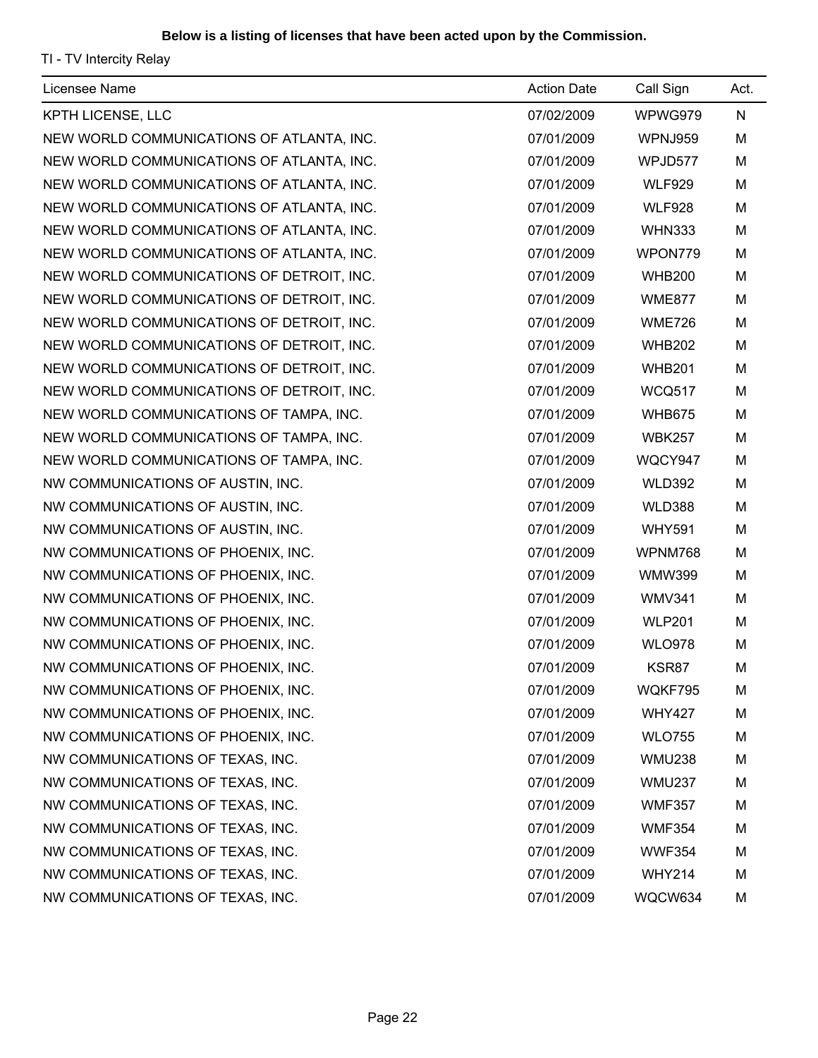**Below is a listing of licenses that have been acted upon by the Commission.**

TI - TV Intercity Relay

| Licensee Name | Action Date | Call Sign | Act. |
|---|---|---|---|
| KPTH LICENSE, LLC | 07/02/2009 | WPWG979 | N |
| NEW WORLD COMMUNICATIONS OF ATLANTA, INC. | 07/01/2009 | WPNJ959 | M |
| NEW WORLD COMMUNICATIONS OF ATLANTA, INC. | 07/01/2009 | WPJD577 | M |
| NEW WORLD COMMUNICATIONS OF ATLANTA, INC. | 07/01/2009 | WLF929 | M |
| NEW WORLD COMMUNICATIONS OF ATLANTA, INC. | 07/01/2009 | WLF928 | M |
| NEW WORLD COMMUNICATIONS OF ATLANTA, INC. | 07/01/2009 | WHN333 | M |
| NEW WORLD COMMUNICATIONS OF ATLANTA, INC. | 07/01/2009 | WPON779 | M |
| NEW WORLD COMMUNICATIONS OF DETROIT, INC. | 07/01/2009 | WHB200 | M |
| NEW WORLD COMMUNICATIONS OF DETROIT, INC. | 07/01/2009 | WME877 | M |
| NEW WORLD COMMUNICATIONS OF DETROIT, INC. | 07/01/2009 | WME726 | M |
| NEW WORLD COMMUNICATIONS OF DETROIT, INC. | 07/01/2009 | WHB202 | M |
| NEW WORLD COMMUNICATIONS OF DETROIT, INC. | 07/01/2009 | WHB201 | M |
| NEW WORLD COMMUNICATIONS OF DETROIT, INC. | 07/01/2009 | WCQ517 | M |
| NEW WORLD COMMUNICATIONS OF TAMPA, INC. | 07/01/2009 | WHB675 | M |
| NEW WORLD COMMUNICATIONS OF TAMPA, INC. | 07/01/2009 | WBK257 | M |
| NEW WORLD COMMUNICATIONS OF TAMPA, INC. | 07/01/2009 | WQCY947 | M |
| NW COMMUNICATIONS OF AUSTIN, INC. | 07/01/2009 | WLD392 | M |
| NW COMMUNICATIONS OF AUSTIN, INC. | 07/01/2009 | WLD388 | M |
| NW COMMUNICATIONS OF AUSTIN, INC. | 07/01/2009 | WHY591 | M |
| NW COMMUNICATIONS OF PHOENIX, INC. | 07/01/2009 | WPNM768 | M |
| NW COMMUNICATIONS OF PHOENIX, INC. | 07/01/2009 | WMW399 | M |
| NW COMMUNICATIONS OF PHOENIX, INC. | 07/01/2009 | WMV341 | M |
| NW COMMUNICATIONS OF PHOENIX, INC. | 07/01/2009 | WLP201 | M |
| NW COMMUNICATIONS OF PHOENIX, INC. | 07/01/2009 | WLO978 | M |
| NW COMMUNICATIONS OF PHOENIX, INC. | 07/01/2009 | KSR87 | M |
| NW COMMUNICATIONS OF PHOENIX, INC. | 07/01/2009 | WQKF795 | M |
| NW COMMUNICATIONS OF PHOENIX, INC. | 07/01/2009 | WHY427 | M |
| NW COMMUNICATIONS OF PHOENIX, INC. | 07/01/2009 | WLO755 | M |
| NW COMMUNICATIONS OF TEXAS, INC. | 07/01/2009 | WMU238 | M |
| NW COMMUNICATIONS OF TEXAS, INC. | 07/01/2009 | WMU237 | M |
| NW COMMUNICATIONS OF TEXAS, INC. | 07/01/2009 | WMF357 | M |
| NW COMMUNICATIONS OF TEXAS, INC. | 07/01/2009 | WMF354 | M |
| NW COMMUNICATIONS OF TEXAS, INC. | 07/01/2009 | WWF354 | M |
| NW COMMUNICATIONS OF TEXAS, INC. | 07/01/2009 | WHY214 | M |
| NW COMMUNICATIONS OF TEXAS, INC. | 07/01/2009 | WQCW634 | M |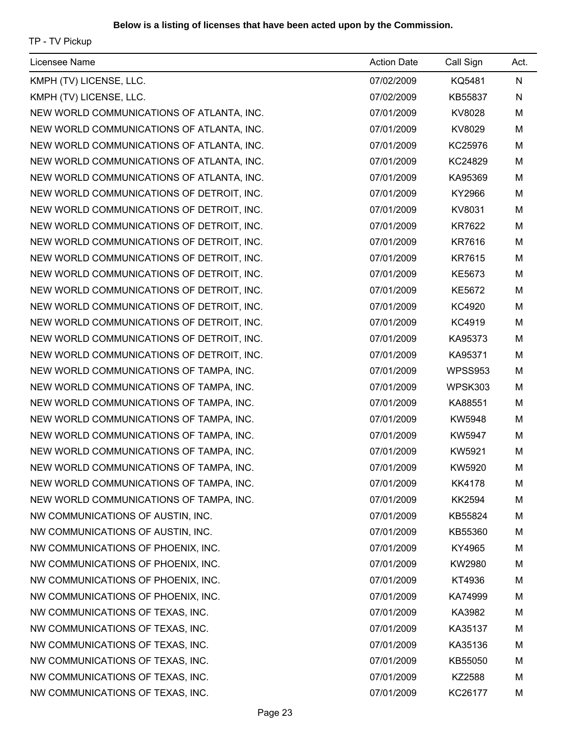**Below is a listing of licenses that have been acted upon by the Commission.**

TP - TV Pickup

| Licensee Name | Action Date | Call Sign | Act. |
|---|---|---|---|
| KMPH (TV) LICENSE, LLC. | 07/02/2009 | KQ5481 | N |
| KMPH (TV) LICENSE, LLC. | 07/02/2009 | KB55837 | N |
| NEW WORLD COMMUNICATIONS OF ATLANTA, INC. | 07/01/2009 | KV8028 | M |
| NEW WORLD COMMUNICATIONS OF ATLANTA, INC. | 07/01/2009 | KV8029 | M |
| NEW WORLD COMMUNICATIONS OF ATLANTA, INC. | 07/01/2009 | KC25976 | M |
| NEW WORLD COMMUNICATIONS OF ATLANTA, INC. | 07/01/2009 | KC24829 | M |
| NEW WORLD COMMUNICATIONS OF ATLANTA, INC. | 07/01/2009 | KA95369 | M |
| NEW WORLD COMMUNICATIONS OF DETROIT, INC. | 07/01/2009 | KY2966 | M |
| NEW WORLD COMMUNICATIONS OF DETROIT, INC. | 07/01/2009 | KV8031 | M |
| NEW WORLD COMMUNICATIONS OF DETROIT, INC. | 07/01/2009 | KR7622 | M |
| NEW WORLD COMMUNICATIONS OF DETROIT, INC. | 07/01/2009 | KR7616 | M |
| NEW WORLD COMMUNICATIONS OF DETROIT, INC. | 07/01/2009 | KR7615 | M |
| NEW WORLD COMMUNICATIONS OF DETROIT, INC. | 07/01/2009 | KE5673 | M |
| NEW WORLD COMMUNICATIONS OF DETROIT, INC. | 07/01/2009 | KE5672 | M |
| NEW WORLD COMMUNICATIONS OF DETROIT, INC. | 07/01/2009 | KC4920 | M |
| NEW WORLD COMMUNICATIONS OF DETROIT, INC. | 07/01/2009 | KC4919 | M |
| NEW WORLD COMMUNICATIONS OF DETROIT, INC. | 07/01/2009 | KA95373 | M |
| NEW WORLD COMMUNICATIONS OF DETROIT, INC. | 07/01/2009 | KA95371 | M |
| NEW WORLD COMMUNICATIONS OF TAMPA, INC. | 07/01/2009 | WPSS953 | M |
| NEW WORLD COMMUNICATIONS OF TAMPA, INC. | 07/01/2009 | WPSK303 | M |
| NEW WORLD COMMUNICATIONS OF TAMPA, INC. | 07/01/2009 | KA88551 | M |
| NEW WORLD COMMUNICATIONS OF TAMPA, INC. | 07/01/2009 | KW5948 | M |
| NEW WORLD COMMUNICATIONS OF TAMPA, INC. | 07/01/2009 | KW5947 | M |
| NEW WORLD COMMUNICATIONS OF TAMPA, INC. | 07/01/2009 | KW5921 | M |
| NEW WORLD COMMUNICATIONS OF TAMPA, INC. | 07/01/2009 | KW5920 | M |
| NEW WORLD COMMUNICATIONS OF TAMPA, INC. | 07/01/2009 | KK4178 | M |
| NEW WORLD COMMUNICATIONS OF TAMPA, INC. | 07/01/2009 | KK2594 | M |
| NW COMMUNICATIONS OF AUSTIN, INC. | 07/01/2009 | KB55824 | M |
| NW COMMUNICATIONS OF AUSTIN, INC. | 07/01/2009 | KB55360 | M |
| NW COMMUNICATIONS OF PHOENIX, INC. | 07/01/2009 | KY4965 | M |
| NW COMMUNICATIONS OF PHOENIX, INC. | 07/01/2009 | KW2980 | M |
| NW COMMUNICATIONS OF PHOENIX, INC. | 07/01/2009 | KT4936 | M |
| NW COMMUNICATIONS OF PHOENIX, INC. | 07/01/2009 | KA74999 | M |
| NW COMMUNICATIONS OF TEXAS, INC. | 07/01/2009 | KA3982 | M |
| NW COMMUNICATIONS OF TEXAS, INC. | 07/01/2009 | KA35137 | M |
| NW COMMUNICATIONS OF TEXAS, INC. | 07/01/2009 | KA35136 | M |
| NW COMMUNICATIONS OF TEXAS, INC. | 07/01/2009 | KB55050 | M |
| NW COMMUNICATIONS OF TEXAS, INC. | 07/01/2009 | KZ2588 | M |
| NW COMMUNICATIONS OF TEXAS, INC. | 07/01/2009 | KC26177 | M |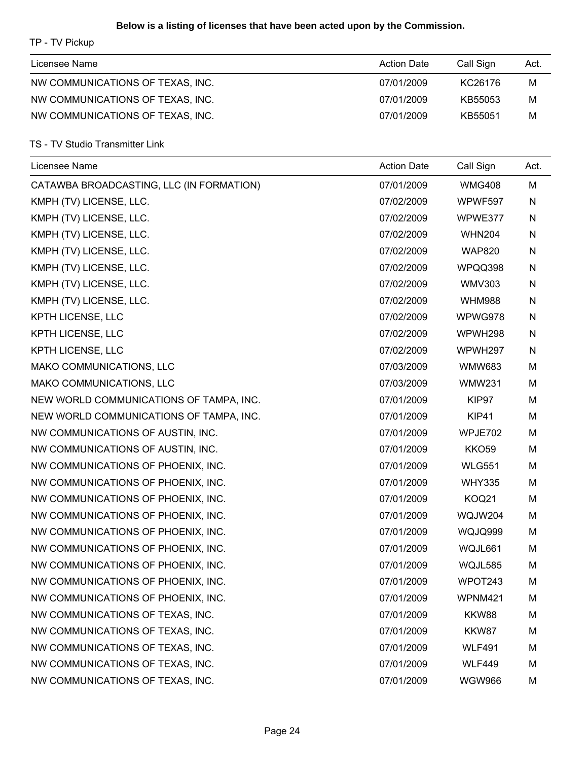**Below is a listing of licenses that have been acted upon by the Commission.**

TP - TV Pickup

| Licensee Name | Action Date | Call Sign | Act. |
|---|---|---|---|
| NW COMMUNICATIONS OF TEXAS, INC. | 07/01/2009 | KC26176 | M |
| NW COMMUNICATIONS OF TEXAS, INC. | 07/01/2009 | KB55053 | M |
| NW COMMUNICATIONS OF TEXAS, INC. | 07/01/2009 | KB55051 | M |

TS - TV Studio Transmitter Link

| Licensee Name | Action Date | Call Sign | Act. |
|---|---|---|---|
| CATAWBA BROADCASTING, LLC (IN FORMATION) | 07/01/2009 | WMG408 | M |
| KMPH (TV) LICENSE, LLC. | 07/02/2009 | WPWF597 | N |
| KMPH (TV) LICENSE, LLC. | 07/02/2009 | WPWE377 | N |
| KMPH (TV) LICENSE, LLC. | 07/02/2009 | WHN204 | N |
| KMPH (TV) LICENSE, LLC. | 07/02/2009 | WAP820 | N |
| KMPH (TV) LICENSE, LLC. | 07/02/2009 | WPQQ398 | N |
| KMPH (TV) LICENSE, LLC. | 07/02/2009 | WMV303 | N |
| KMPH (TV) LICENSE, LLC. | 07/02/2009 | WHM988 | N |
| KPTH LICENSE, LLC | 07/02/2009 | WPWG978 | N |
| KPTH LICENSE, LLC | 07/02/2009 | WPWH298 | N |
| KPTH LICENSE, LLC | 07/02/2009 | WPWH297 | N |
| MAKO COMMUNICATIONS, LLC | 07/03/2009 | WMW683 | M |
| MAKO COMMUNICATIONS, LLC | 07/03/2009 | WMW231 | M |
| NEW WORLD COMMUNICATIONS OF TAMPA, INC. | 07/01/2009 | KIP97 | M |
| NEW WORLD COMMUNICATIONS OF TAMPA, INC. | 07/01/2009 | KIP41 | M |
| NW COMMUNICATIONS OF AUSTIN, INC. | 07/01/2009 | WPJE702 | M |
| NW COMMUNICATIONS OF AUSTIN, INC. | 07/01/2009 | KKO59 | M |
| NW COMMUNICATIONS OF PHOENIX, INC. | 07/01/2009 | WLG551 | M |
| NW COMMUNICATIONS OF PHOENIX, INC. | 07/01/2009 | WHY335 | M |
| NW COMMUNICATIONS OF PHOENIX, INC. | 07/01/2009 | KOQ21 | M |
| NW COMMUNICATIONS OF PHOENIX, INC. | 07/01/2009 | WQJW204 | M |
| NW COMMUNICATIONS OF PHOENIX, INC. | 07/01/2009 | WQJQ999 | M |
| NW COMMUNICATIONS OF PHOENIX, INC. | 07/01/2009 | WQJL661 | M |
| NW COMMUNICATIONS OF PHOENIX, INC. | 07/01/2009 | WQJL585 | M |
| NW COMMUNICATIONS OF PHOENIX, INC. | 07/01/2009 | WPOT243 | M |
| NW COMMUNICATIONS OF PHOENIX, INC. | 07/01/2009 | WPNM421 | M |
| NW COMMUNICATIONS OF TEXAS, INC. | 07/01/2009 | KKW88 | M |
| NW COMMUNICATIONS OF TEXAS, INC. | 07/01/2009 | KKW87 | M |
| NW COMMUNICATIONS OF TEXAS, INC. | 07/01/2009 | WLF491 | M |
| NW COMMUNICATIONS OF TEXAS, INC. | 07/01/2009 | WLF449 | M |
| NW COMMUNICATIONS OF TEXAS, INC. | 07/01/2009 | WGW966 | M |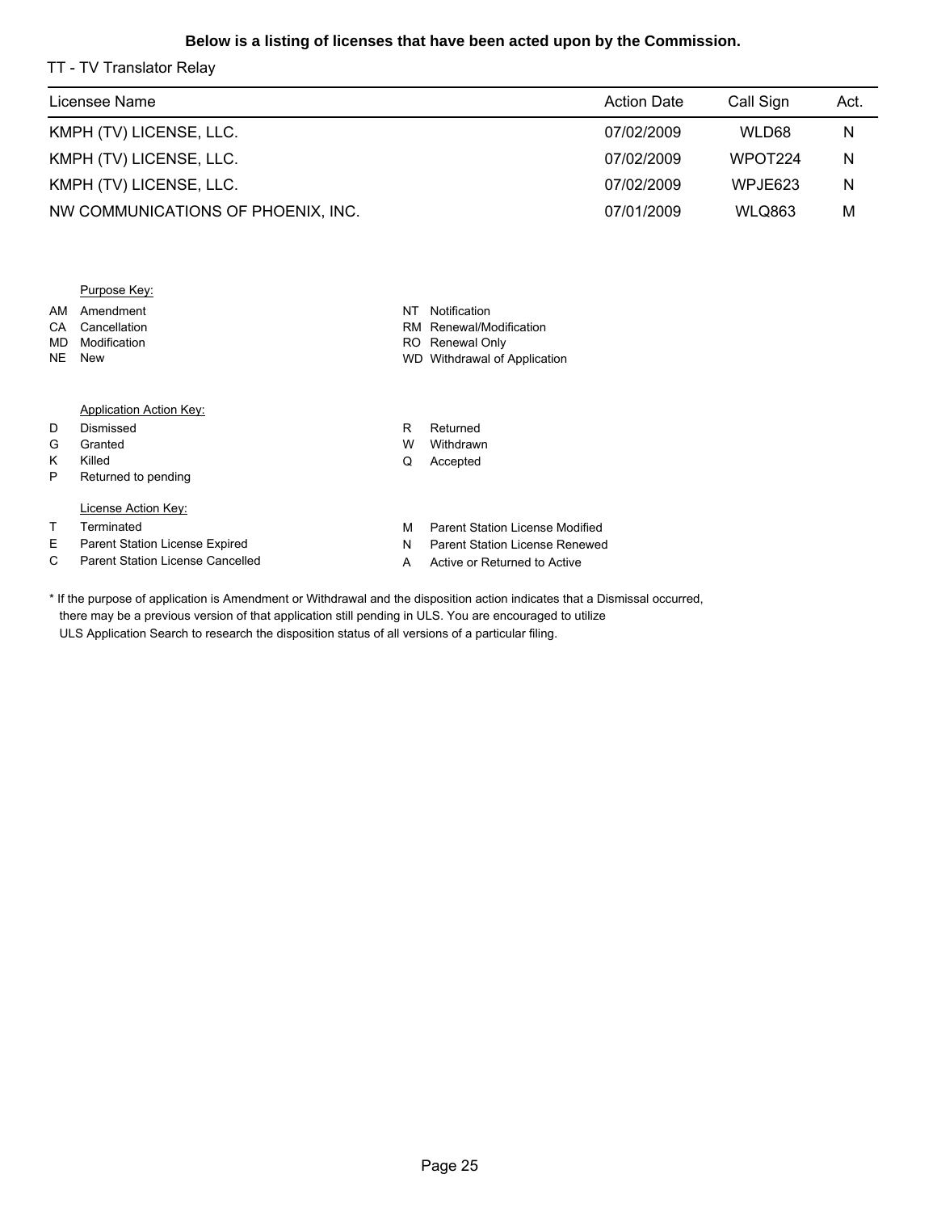**Below is a listing of licenses that have been acted upon by the Commission.**

TT - TV Translator Relay

| Licensee Name | Action Date | Call Sign | Act. |
|---|---|---|---|
| KMPH (TV) LICENSE, LLC. | 07/02/2009 | WLD68 | N |
| KMPH (TV) LICENSE, LLC. | 07/02/2009 | WPOT224 | N |
| KMPH (TV) LICENSE, LLC. | 07/02/2009 | WPJE623 | N |
| NW COMMUNICATIONS OF PHOENIX, INC. | 07/01/2009 | WLQ863 | M |

Purpose Key:

- AM Amendment
- CA Cancellation
- MD Modification
- NE New
- NT Notification
- RM Renewal/Modification
- RO Renewal Only
- WD Withdrawal of Application

Application Action Key:

- D Dismissed
- G Granted
- K Killed
- P Returned to pending
- R Returned
- W Withdrawn
- Q Accepted

License Action Key:

- T Terminated
- E Parent Station License Expired
- C Parent Station License Cancelled
- M Parent Station License Modified
- N Parent Station License Renewed
- A Active or Returned to Active

* If the purpose of application is Amendment or Withdrawal and the disposition action indicates that a Dismissal occurred, there may be a previous version of that application still pending in ULS. You are encouraged to utilize ULS Application Search to research the disposition status of all versions of a particular filing.